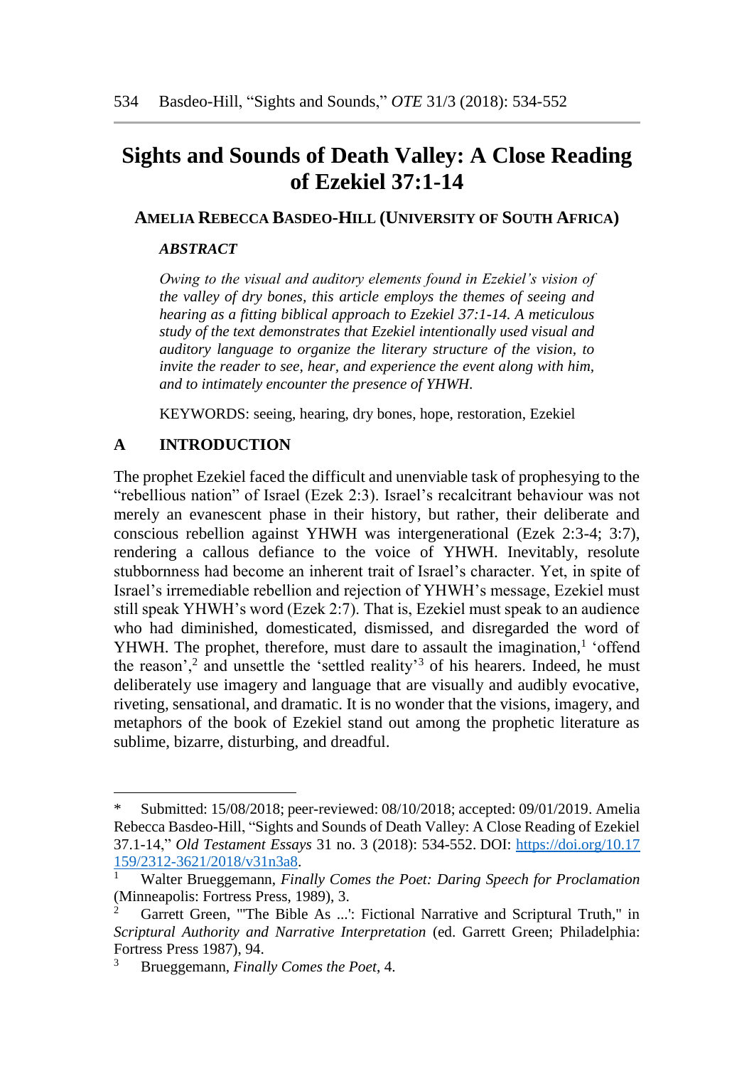# Sights and Sounds of Death Valley: A Close Reading of Ezekiel 37:1-14

**AMELIA REBECCA BASDEO-HILL (UNIVERSITY OF SOUTH AFRICA)**

***ABSTRACT***

*Owing to the visual and auditory elements found in Ezekiel's vision of the valley of dry bones, this article employs the themes of seeing and hearing as a fitting biblical approach to Ezekiel 37:1-14. A meticulous study of the text demonstrates that Ezekiel intentionally used visual and auditory language to organize the literary structure of the vision, to invite the reader to see, hear, and experience the event along with him, and to intimately encounter the presence of YHWH.*

KEYWORDS: seeing, hearing, dry bones, hope, restoration, Ezekiel

## A INTRODUCTION

The prophet Ezekiel faced the difficult and unenviable task of prophesying to the "rebellious nation" of Israel (Ezek 2:3). Israel's recalcitrant behaviour was not merely an evanescent phase in their history, but rather, their deliberate and conscious rebellion against YHWH was intergenerational (Ezek 2:3-4; 3:7), rendering a callous defiance to the voice of YHWH. Inevitably, resolute stubbornness had become an inherent trait of Israel's character. Yet, in spite of Israel's irremediable rebellion and rejection of YHWH's message, Ezekiel must still speak YHWH's word (Ezek 2:7). That is, Ezekiel must speak to an audience who had diminished, domesticated, dismissed, and disregarded the word of YHWH. The prophet, therefore, must dare to assault the imagination,[1] 'offend the reason',[2] and unsettle the 'settled reality'[3] of his hearers. Indeed, he must deliberately use imagery and language that are visually and audibly evocative, riveting, sensational, and dramatic. It is no wonder that the visions, imagery, and metaphors of the book of Ezekiel stand out among the prophetic literature as sublime, bizarre, disturbing, and dreadful.

---

\* Submitted: 15/08/2018; peer-reviewed: 08/10/2018; accepted: 09/01/2019. Amelia Rebecca Basdeo-Hill, "Sights and Sounds of Death Valley: A Close Reading of Ezekiel 37.1-14," *Old Testament Essays* 31 no. 3 (2018): 534-552. DOI: https://doi.org/10.17159/2312-3621/2018/v31n3a8.

[1] Walter Brueggemann, *Finally Comes the Poet: Daring Speech for Proclamation* (Minneapolis: Fortress Press, 1989), 3.

[2] Garrett Green, "'The Bible As ...': Fictional Narrative and Scriptural Truth," in *Scriptural Authority and Narrative Interpretation* (ed. Garrett Green; Philadelphia: Fortress Press 1987), 94.

[3] Brueggemann, *Finally Comes the Poet*, 4.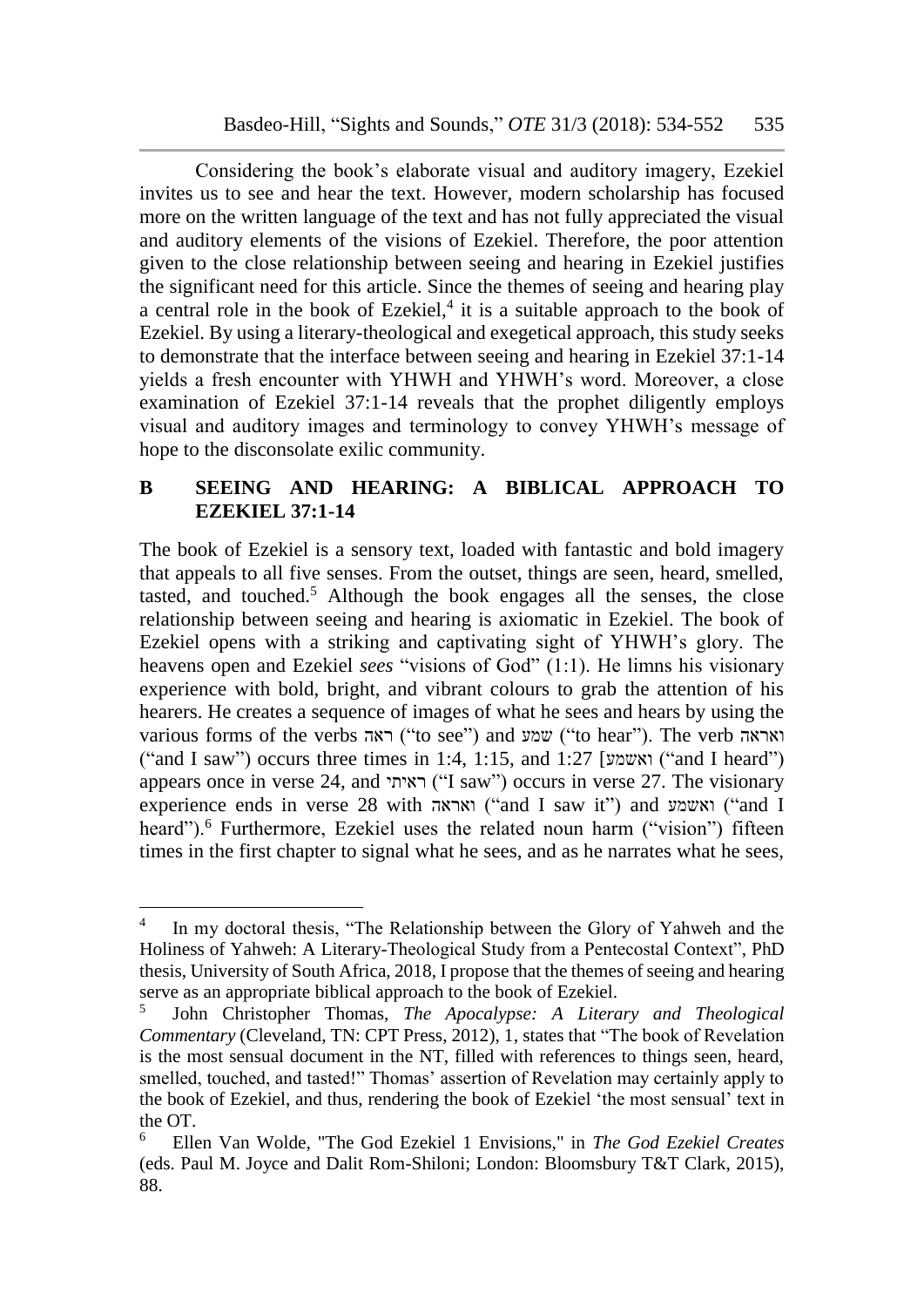Considering the book's elaborate visual and auditory imagery, Ezekiel invites us to see and hear the text. However, modern scholarship has focused more on the written language of the text and has not fully appreciated the visual and auditory elements of the visions of Ezekiel. Therefore, the poor attention given to the close relationship between seeing and hearing in Ezekiel justifies the significant need for this article. Since the themes of seeing and hearing play a central role in the book of Ezekiel,[4] it is a suitable approach to the book of Ezekiel. By using a literary-theological and exegetical approach, this study seeks to demonstrate that the interface between seeing and hearing in Ezekiel 37:1-14 yields a fresh encounter with YHWH and YHWH's word. Moreover, a close examination of Ezekiel 37:1-14 reveals that the prophet diligently employs visual and auditory images and terminology to convey YHWH's message of hope to the disconsolate exilic community.

## B SEEING AND HEARING: A BIBLICAL APPROACH TO EZEKIEL 37:1-14

The book of Ezekiel is a sensory text, loaded with fantastic and bold imagery that appeals to all five senses. From the outset, things are seen, heard, smelled, tasted, and touched.[5] Although the book engages all the senses, the close relationship between seeing and hearing is axiomatic in Ezekiel. The book of Ezekiel opens with a striking and captivating sight of YHWH's glory. The heavens open and Ezekiel *sees* "visions of God" (1:1). He limns his visionary experience with bold, bright, and vibrant colours to grab the attention of his hearers. He creates a sequence of images of what he sees and hears by using the various forms of the verbs ראה ("to see") and שמע ("to hear"). The verb וארא ("and I saw") occurs three times in 1:4, 1:15, and 1:27 [ואשמע ("and I heard") appears once in verse 24, and ראיתי ("I saw") occurs in verse 27. The visionary experience ends in verse 28 with ואראה ("and I saw it") and ואשמע ("and I heard").[6] Furthermore, Ezekiel uses the related noun harm ("vision") fifteen times in the first chapter to signal what he sees, and as he narrates what he sees,

---

[4] In my doctoral thesis, "The Relationship between the Glory of Yahweh and the Holiness of Yahweh: A Literary-Theological Study from a Pentecostal Context", PhD thesis, University of South Africa, 2018, I propose that the themes of seeing and hearing serve as an appropriate biblical approach to the book of Ezekiel.

[5] John Christopher Thomas, *The Apocalypse: A Literary and Theological Commentary* (Cleveland, TN: CPT Press, 2012), 1, states that "The book of Revelation is the most sensual document in the NT, filled with references to things seen, heard, smelled, touched, and tasted!" Thomas' assertion of Revelation may certainly apply to the book of Ezekiel, and thus, rendering the book of Ezekiel 'the most sensual' text in the OT.

[6] Ellen Van Wolde, "The God Ezekiel 1 Envisions," in *The God Ezekiel Creates* (eds. Paul M. Joyce and Dalit Rom-Shiloni; London: Bloomsbury T&T Clark, 2015), 88.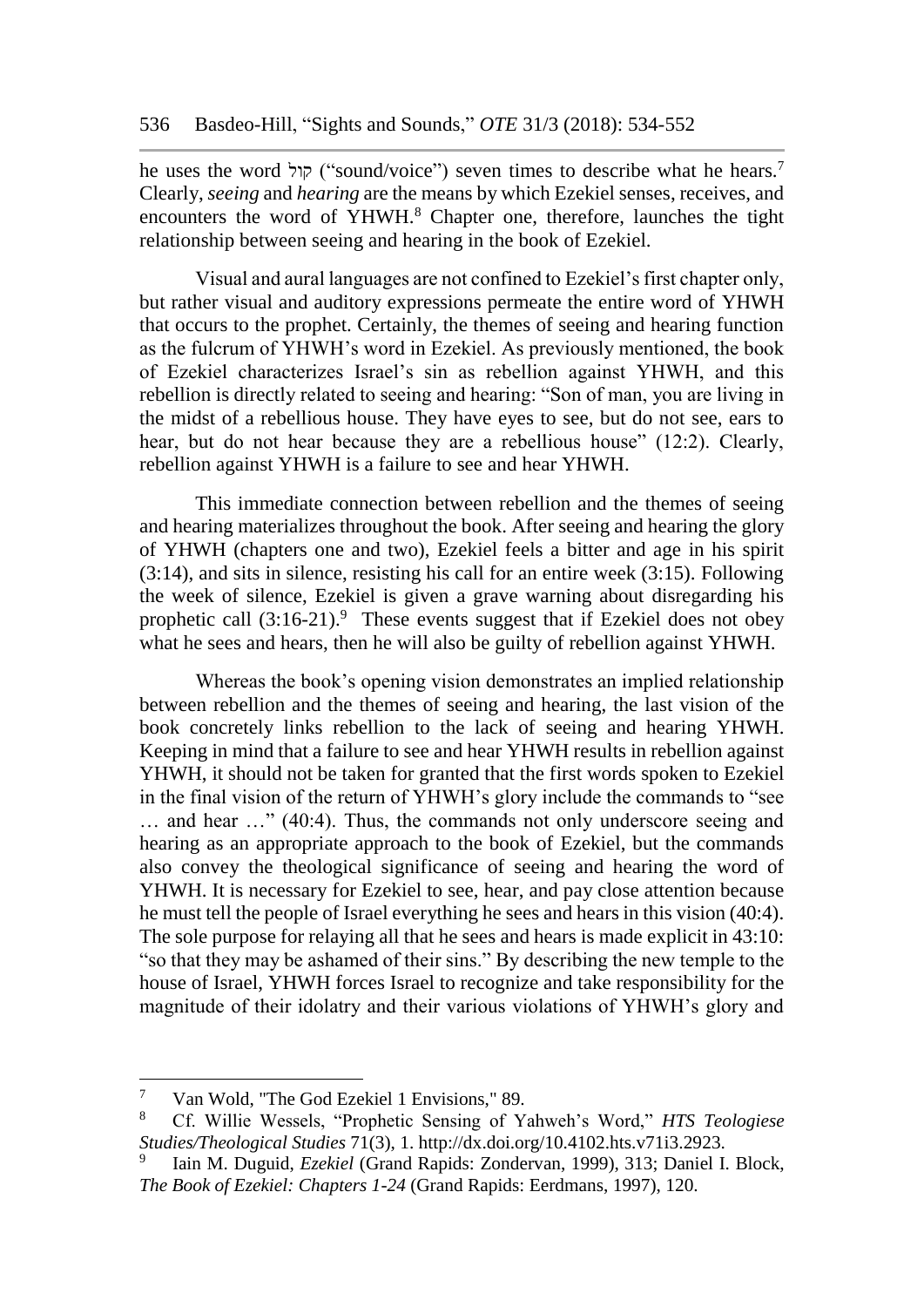he uses the word קול ("sound/voice") seven times to describe what he hears.[7] Clearly, *seeing* and *hearing* are the means by which Ezekiel senses, receives, and encounters the word of YHWH.[8] Chapter one, therefore, launches the tight relationship between seeing and hearing in the book of Ezekiel.

Visual and aural languages are not confined to Ezekiel's first chapter only, but rather visual and auditory expressions permeate the entire word of YHWH that occurs to the prophet. Certainly, the themes of seeing and hearing function as the fulcrum of YHWH's word in Ezekiel. As previously mentioned, the book of Ezekiel characterizes Israel's sin as rebellion against YHWH, and this rebellion is directly related to seeing and hearing: "Son of man, you are living in the midst of a rebellious house. They have eyes to see, but do not see, ears to hear, but do not hear because they are a rebellious house" (12:2). Clearly, rebellion against YHWH is a failure to see and hear YHWH.

This immediate connection between rebellion and the themes of seeing and hearing materializes throughout the book. After seeing and hearing the glory of YHWH (chapters one and two), Ezekiel feels a bitter and age in his spirit (3:14), and sits in silence, resisting his call for an entire week (3:15). Following the week of silence, Ezekiel is given a grave warning about disregarding his prophetic call (3:16-21).[9] These events suggest that if Ezekiel does not obey what he sees and hears, then he will also be guilty of rebellion against YHWH.

Whereas the book's opening vision demonstrates an implied relationship between rebellion and the themes of seeing and hearing, the last vision of the book concretely links rebellion to the lack of seeing and hearing YHWH. Keeping in mind that a failure to see and hear YHWH results in rebellion against YHWH, it should not be taken for granted that the first words spoken to Ezekiel in the final vision of the return of YHWH's glory include the commands to "see … and hear …" (40:4). Thus, the commands not only underscore seeing and hearing as an appropriate approach to the book of Ezekiel, but the commands also convey the theological significance of seeing and hearing the word of YHWH. It is necessary for Ezekiel to see, hear, and pay close attention because he must tell the people of Israel everything he sees and hears in this vision (40:4). The sole purpose for relaying all that he sees and hears is made explicit in 43:10: "so that they may be ashamed of their sins." By describing the new temple to the house of Israel, YHWH forces Israel to recognize and take responsibility for the magnitude of their idolatry and their various violations of YHWH's glory and

---

[7] Van Wold, "The God Ezekiel 1 Envisions," 89.

[8] Cf. Willie Wessels, "Prophetic Sensing of Yahweh's Word," *HTS Teologiese Studies/Theological Studies* 71(3), 1. http://dx.doi.org/10.4102.hts.v71i3.2923.

[9] Iain M. Duguid, *Ezekiel* (Grand Rapids: Zondervan, 1999), 313; Daniel I. Block, *The Book of Ezekiel: Chapters 1-24* (Grand Rapids: Eerdmans, 1997), 120.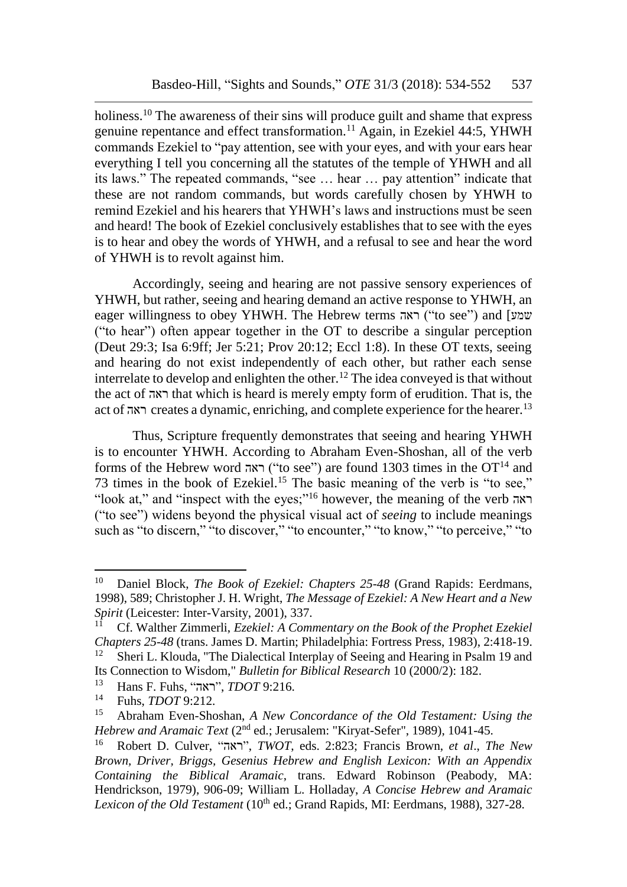holiness.[10] The awareness of their sins will produce guilt and shame that express genuine repentance and effect transformation.[11] Again, in Ezekiel 44:5, YHWH commands Ezekiel to "pay attention, see with your eyes, and with your ears hear everything I tell you concerning all the statutes of the temple of YHWH and all its laws." The repeated commands, "see … hear … pay attention" indicate that these are not random commands, but words carefully chosen by YHWH to remind Ezekiel and his hearers that YHWH's laws and instructions must be seen and heard! The book of Ezekiel conclusively establishes that to see with the eyes is to hear and obey the words of YHWH, and a refusal to see and hear the word of YHWH is to revolt against him.

Accordingly, seeing and hearing are not passive sensory experiences of YHWH, but rather, seeing and hearing demand an active response to YHWH, an eager willingness to obey YHWH. The Hebrew terms ראה ("to see") and [שמע ("to hear") often appear together in the OT to describe a singular perception (Deut 29:3; Isa 6:9ff; Jer 5:21; Prov 20:12; Eccl 1:8). In these OT texts, seeing and hearing do not exist independently of each other, but rather each sense interrelate to develop and enlighten the other.[12] The idea conveyed is that without the act of ראה that which is heard is merely empty form of erudition. That is, the act of ראה creates a dynamic, enriching, and complete experience for the hearer.[13]

Thus, Scripture frequently demonstrates that seeing and hearing YHWH is to encounter YHWH. According to Abraham Even-Shoshan, all of the verb forms of the Hebrew word ראה ("to see") are found 1303 times in the OT[14] and 73 times in the book of Ezekiel.[15] The basic meaning of the verb is "to see," "look at," and "inspect with the eyes;"[16] however, the meaning of the verb ראה ("to see") widens beyond the physical visual act of *seeing* to include meanings such as "to discern," "to discover," "to encounter," "to know," "to perceive," "to

---

[10] Daniel Block, *The Book of Ezekiel: Chapters 25-48* (Grand Rapids: Eerdmans, 1998), 589; Christopher J. H. Wright, *The Message of Ezekiel: A New Heart and a New Spirit* (Leicester: Inter-Varsity, 2001), 337.

[11] Cf. Walther Zimmerli, *Ezekiel: A Commentary on the Book of the Prophet Ezekiel Chapters 25-48* (trans. James D. Martin; Philadelphia: Fortress Press, 1983), 2:418-19.

[12] Sheri L. Klouda, "The Dialectical Interplay of Seeing and Hearing in Psalm 19 and Its Connection to Wisdom," *Bulletin for Biblical Research* 10 (2000/2): 182.

[13] Hans F. Fuhs, "ראה", *TDOT* 9:216.

[14] Fuhs, *TDOT* 9:212.

[15] Abraham Even-Shoshan, *A New Concordance of the Old Testament: Using the Hebrew and Aramaic Text* (2nd ed.; Jerusalem: "Kiryat-Sefer", 1989), 1041-45.

[16] Robert D. Culver, "ראה", *TWOT*, eds. 2:823; Francis Brown, *et al*., *The New Brown, Driver, Briggs, Gesenius Hebrew and English Lexicon: With an Appendix Containing the Biblical Aramaic*, trans. Edward Robinson (Peabody, MA: Hendrickson, 1979), 906-09; William L. Holladay, *A Concise Hebrew and Aramaic Lexicon of the Old Testament* (10th ed.; Grand Rapids, MI: Eerdmans, 1988), 327-28.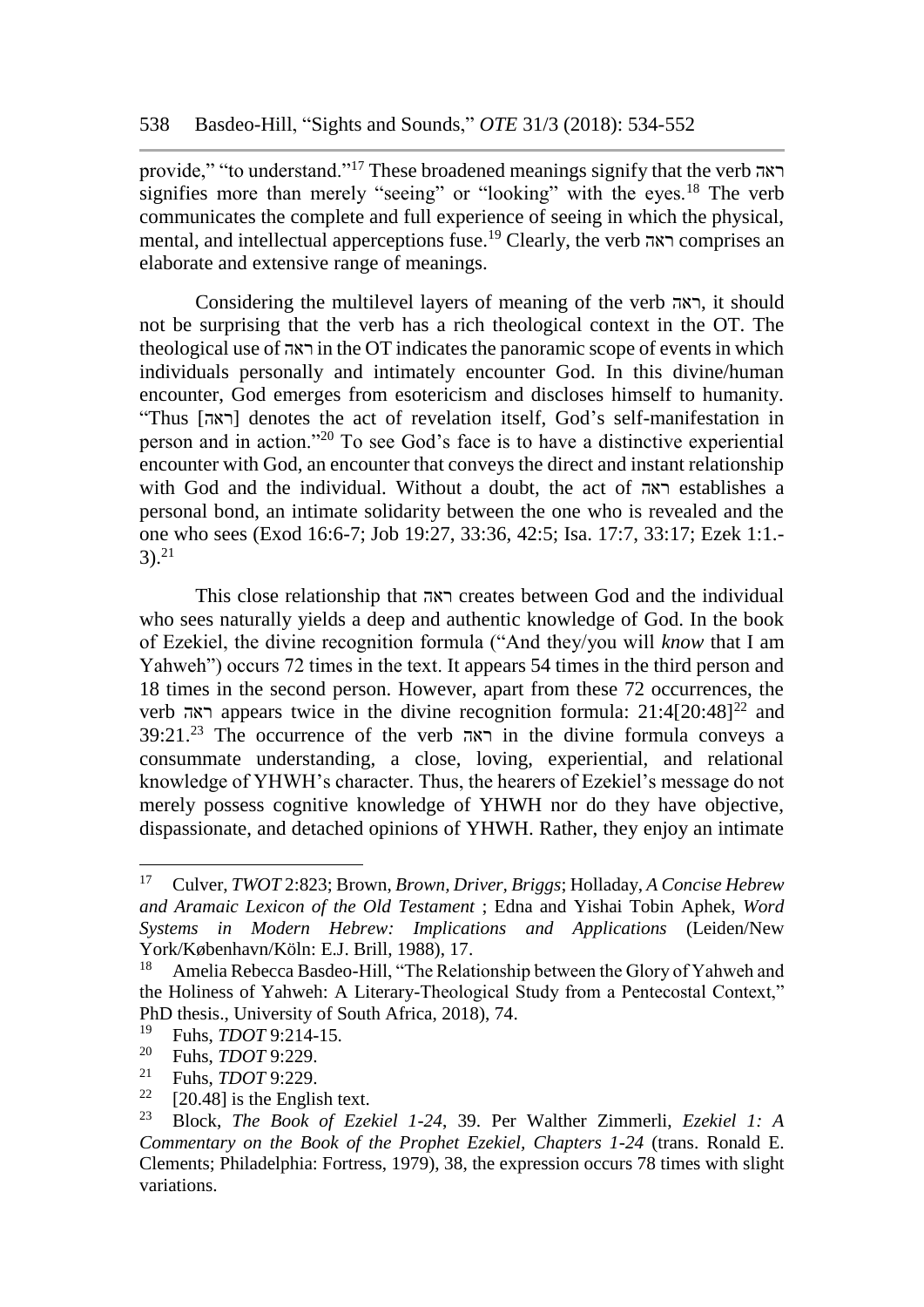provide," "to understand."[17] These broadened meanings signify that the verb ראה signifies more than merely "seeing" or "looking" with the eyes.[18] The verb communicates the complete and full experience of seeing in which the physical, mental, and intellectual apperceptions fuse.[19] Clearly, the verb ראה comprises an elaborate and extensive range of meanings.

Considering the multilevel layers of meaning of the verb ראה, it should not be surprising that the verb has a rich theological context in the OT. The theological use of ראה in the OT indicates the panoramic scope of events in which individuals personally and intimately encounter God. In this divine/human encounter, God emerges from esotericism and discloses himself to humanity. "Thus [ראה] denotes the act of revelation itself, God's self-manifestation in person and in action."[20] To see God's face is to have a distinctive experiential encounter with God, an encounter that conveys the direct and instant relationship with God and the individual. Without a doubt, the act of ראה establishes a personal bond, an intimate solidarity between the one who is revealed and the one who sees (Exod 16:6-7; Job 19:27, 33:36, 42:5; Isa. 17:7, 33:17; Ezek 1:1.-3).[21]

This close relationship that ראה creates between God and the individual who sees naturally yields a deep and authentic knowledge of God. In the book of Ezekiel, the divine recognition formula ("And they/you will *know* that I am Yahweh") occurs 72 times in the text. It appears 54 times in the third person and 18 times in the second person. However, apart from these 72 occurrences, the verb ראה appears twice in the divine recognition formula: 21:4[20:48][22] and 39:21.[23] The occurrence of the verb ראה in the divine formula conveys a consummate understanding, a close, loving, experiential, and relational knowledge of YHWH's character. Thus, the hearers of Ezekiel's message do not merely possess cognitive knowledge of YHWH nor do they have objective, dispassionate, and detached opinions of YHWH. Rather, they enjoy an intimate

---

[17] Culver, *TWOT* 2:823; Brown, *Brown, Driver, Briggs*; Holladay, *A Concise Hebrew and Aramaic Lexicon of the Old Testament* ; Edna and Yishai Tobin Aphek, *Word Systems in Modern Hebrew: Implications and Applications* (Leiden/New York/København/Köln: E.J. Brill, 1988), 17.

[18] Amelia Rebecca Basdeo-Hill, "The Relationship between the Glory of Yahweh and the Holiness of Yahweh: A Literary-Theological Study from a Pentecostal Context," PhD thesis., University of South Africa, 2018), 74.

[19] Fuhs, *TDOT* 9:214-15.

[20] Fuhs, *TDOT* 9:229.

[21] Fuhs, *TDOT* 9:229.

[22] [20.48] is the English text.

[23] Block, *The Book of Ezekiel 1-24*, 39. Per Walther Zimmerli, *Ezekiel 1: A Commentary on the Book of the Prophet Ezekiel, Chapters 1-24* (trans. Ronald E. Clements; Philadelphia: Fortress, 1979), 38, the expression occurs 78 times with slight variations.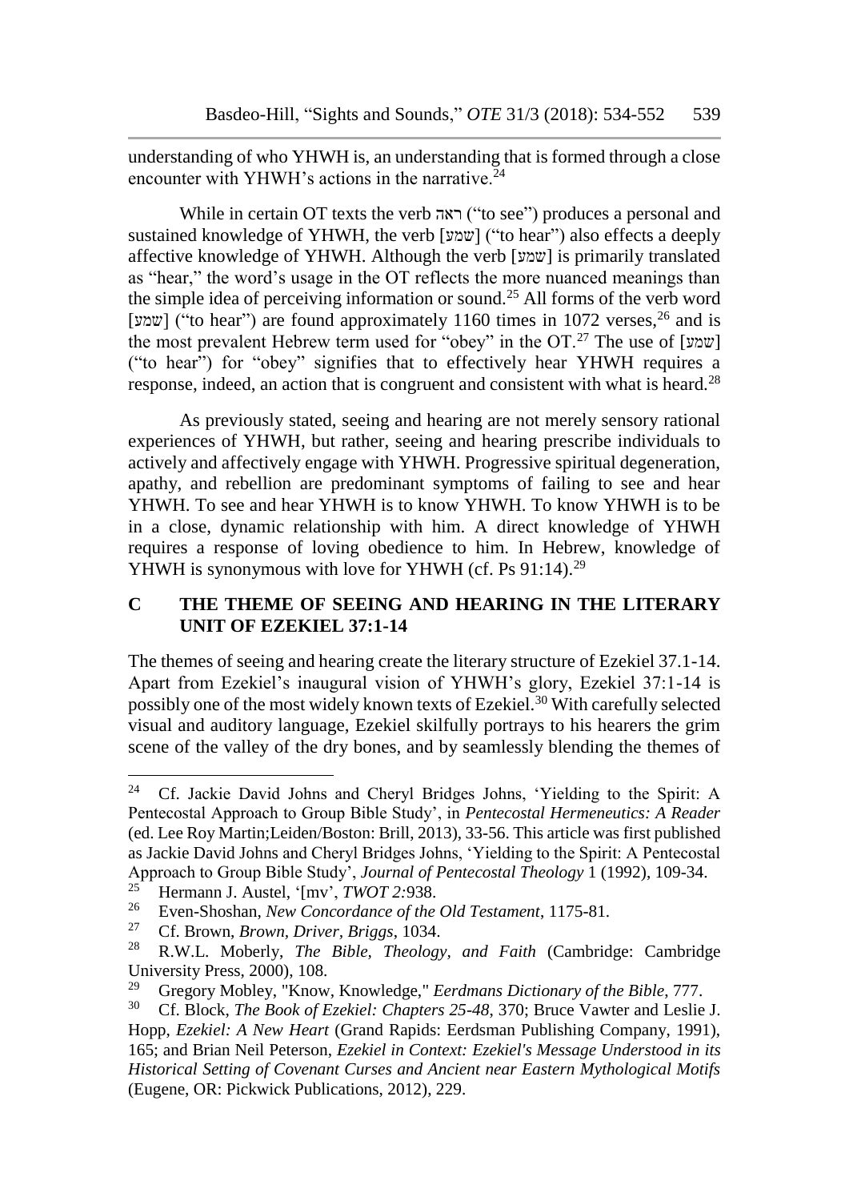understanding of who YHWH is, an understanding that is formed through a close encounter with YHWH's actions in the narrative.[24]

While in certain OT texts the verb ראה ("to see") produces a personal and sustained knowledge of YHWH, the verb [שמע] ("to hear") also effects a deeply affective knowledge of YHWH. Although the verb [שמע] is primarily translated as "hear," the word's usage in the OT reflects the more nuanced meanings than the simple idea of perceiving information or sound.[25] All forms of the verb word [שמע] ("to hear") are found approximately 1160 times in 1072 verses,[26] and is the most prevalent Hebrew term used for "obey" in the OT.[27] The use of [שמע] ("to hear") for "obey" signifies that to effectively hear YHWH requires a response, indeed, an action that is congruent and consistent with what is heard.[28]

As previously stated, seeing and hearing are not merely sensory rational experiences of YHWH, but rather, seeing and hearing prescribe individuals to actively and affectively engage with YHWH. Progressive spiritual degeneration, apathy, and rebellion are predominant symptoms of failing to see and hear YHWH. To see and hear YHWH is to know YHWH. To know YHWH is to be in a close, dynamic relationship with him. A direct knowledge of YHWH requires a response of loving obedience to him. In Hebrew, knowledge of YHWH is synonymous with love for YHWH (cf. Ps 91:14).[29]

## C THE THEME OF SEEING AND HEARING IN THE LITERARY UNIT OF EZEKIEL 37:1-14

The themes of seeing and hearing create the literary structure of Ezekiel 37.1-14. Apart from Ezekiel's inaugural vision of YHWH's glory, Ezekiel 37:1-14 is possibly one of the most widely known texts of Ezekiel.[30] With carefully selected visual and auditory language, Ezekiel skilfully portrays to his hearers the grim scene of the valley of the dry bones, and by seamlessly blending the themes of

---

[24] Cf. Jackie David Johns and Cheryl Bridges Johns, 'Yielding to the Spirit: A Pentecostal Approach to Group Bible Study', in *Pentecostal Hermeneutics: A Reader* (ed. Lee Roy Martin;Leiden/Boston: Brill, 2013), 33-56. This article was first published as Jackie David Johns and Cheryl Bridges Johns, 'Yielding to the Spirit: A Pentecostal Approach to Group Bible Study', *Journal of Pentecostal Theology* 1 (1992), 109-34.

[25] Hermann J. Austel, '[mv', *TWOT 2*:938.

[26] Even-Shoshan, *New Concordance of the Old Testament*, 1175-81.

[27] Cf. Brown, *Brown, Driver, Briggs*, 1034.

[28] R.W.L. Moberly, *The Bible, Theology, and Faith* (Cambridge: Cambridge University Press, 2000), 108.

[29] Gregory Mobley, "Know, Knowledge," *Eerdmans Dictionary of the Bible*, 777.

[30] Cf. Block, *The Book of Ezekiel: Chapters 25-48*, 370; Bruce Vawter and Leslie J. Hopp, *Ezekiel: A New Heart* (Grand Rapids: Eerdsman Publishing Company, 1991), 165; and Brian Neil Peterson, *Ezekiel in Context: Ezekiel's Message Understood in its Historical Setting of Covenant Curses and Ancient near Eastern Mythological Motifs* (Eugene, OR: Pickwick Publications, 2012), 229.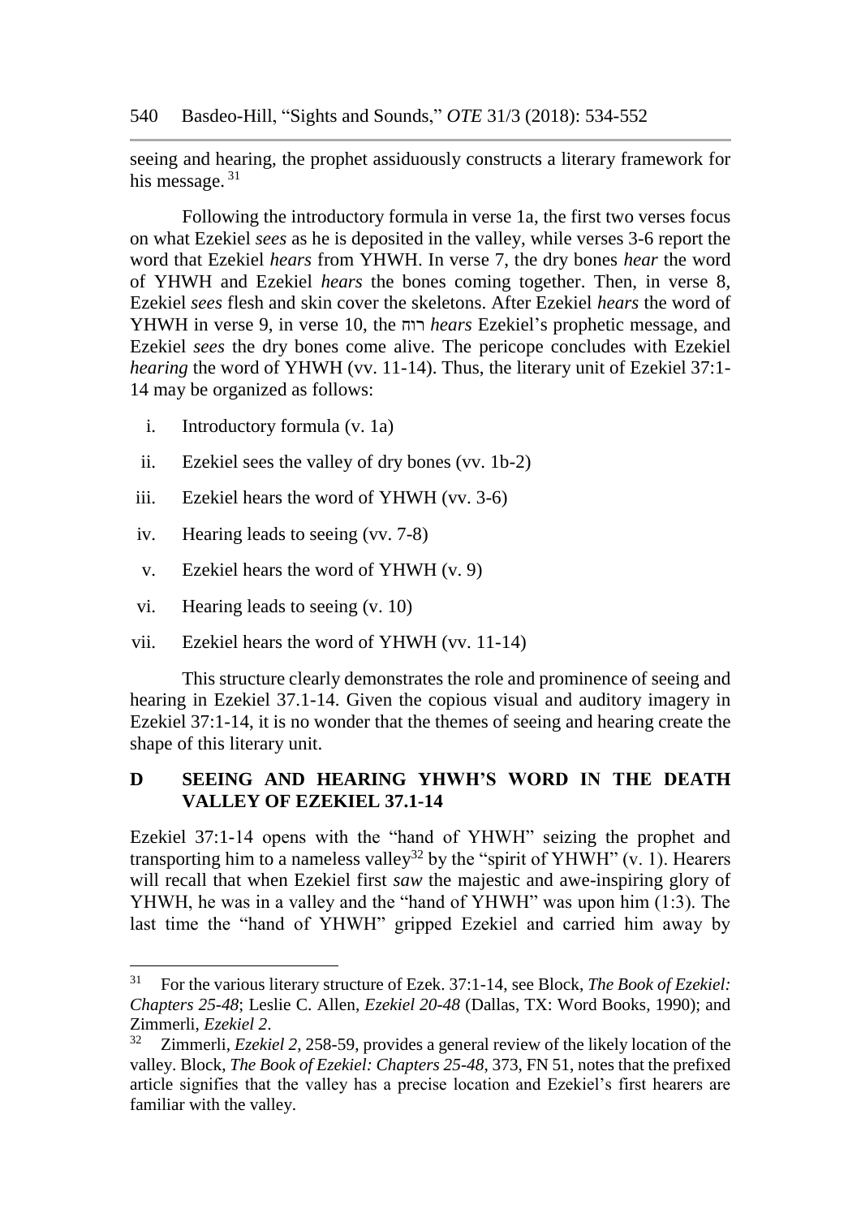seeing and hearing, the prophet assiduously constructs a literary framework for his message. [31]

Following the introductory formula in verse 1a, the first two verses focus on what Ezekiel *sees* as he is deposited in the valley, while verses 3-6 report the word that Ezekiel *hears* from YHWH. In verse 7, the dry bones *hear* the word of YHWH and Ezekiel *hears* the bones coming together. Then, in verse 8, Ezekiel *sees* flesh and skin cover the skeletons. After Ezekiel *hears* the word of YHWH in verse 9, in verse 10, the רוח *hears* Ezekiel's prophetic message, and Ezekiel *sees* the dry bones come alive. The pericope concludes with Ezekiel *hearing* the word of YHWH (vv. 11-14). Thus, the literary unit of Ezekiel 37:1-14 may be organized as follows:

i. Introductory formula (v. 1a)
ii. Ezekiel sees the valley of dry bones (vv. 1b-2)
iii. Ezekiel hears the word of YHWH (vv. 3-6)
iv. Hearing leads to seeing (vv. 7-8)
v. Ezekiel hears the word of YHWH (v. 9)
vi. Hearing leads to seeing (v. 10)
vii. Ezekiel hears the word of YHWH (vv. 11-14)

This structure clearly demonstrates the role and prominence of seeing and hearing in Ezekiel 37.1-14. Given the copious visual and auditory imagery in Ezekiel 37:1-14, it is no wonder that the themes of seeing and hearing create the shape of this literary unit.

## D SEEING AND HEARING YHWH'S WORD IN THE DEATH VALLEY OF EZEKIEL 37.1-14

Ezekiel 37:1-14 opens with the "hand of YHWH" seizing the prophet and transporting him to a nameless valley[32] by the "spirit of YHWH" (v. 1). Hearers will recall that when Ezekiel first *saw* the majestic and awe-inspiring glory of YHWH, he was in a valley and the "hand of YHWH" was upon him (1:3). The last time the "hand of YHWH" gripped Ezekiel and carried him away by

---

[31] For the various literary structure of Ezek. 37:1-14, see Block, *The Book of Ezekiel: Chapters 25-48*; Leslie C. Allen, *Ezekiel 20-48* (Dallas, TX: Word Books, 1990); and Zimmerli, *Ezekiel 2*.

[32] Zimmerli, *Ezekiel 2*, 258-59, provides a general review of the likely location of the valley. Block, *The Book of Ezekiel: Chapters 25-48*, 373, FN 51, notes that the prefixed article signifies that the valley has a precise location and Ezekiel's first hearers are familiar with the valley.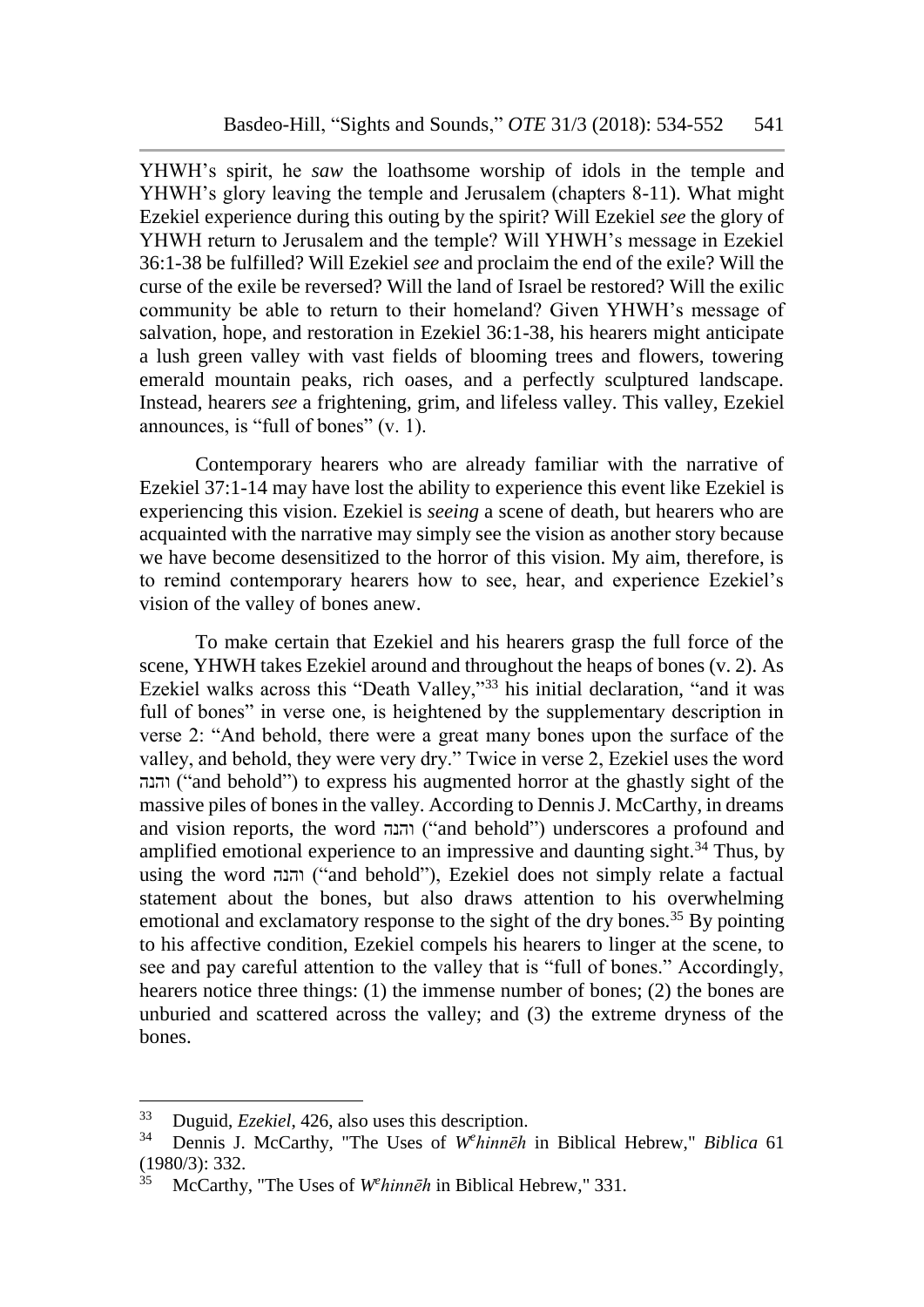YHWH's spirit, he *saw* the loathsome worship of idols in the temple and YHWH's glory leaving the temple and Jerusalem (chapters 8-11). What might Ezekiel experience during this outing by the spirit? Will Ezekiel *see* the glory of YHWH return to Jerusalem and the temple? Will YHWH's message in Ezekiel 36:1-38 be fulfilled? Will Ezekiel *see* and proclaim the end of the exile? Will the curse of the exile be reversed? Will the land of Israel be restored? Will the exilic community be able to return to their homeland? Given YHWH's message of salvation, hope, and restoration in Ezekiel 36:1-38, his hearers might anticipate a lush green valley with vast fields of blooming trees and flowers, towering emerald mountain peaks, rich oases, and a perfectly sculptured landscape. Instead, hearers *see* a frightening, grim, and lifeless valley. This valley, Ezekiel announces, is "full of bones" (v. 1).

Contemporary hearers who are already familiar with the narrative of Ezekiel 37:1-14 may have lost the ability to experience this event like Ezekiel is experiencing this vision. Ezekiel is *seeing* a scene of death, but hearers who are acquainted with the narrative may simply see the vision as another story because we have become desensitized to the horror of this vision. My aim, therefore, is to remind contemporary hearers how to see, hear, and experience Ezekiel's vision of the valley of bones anew.

To make certain that Ezekiel and his hearers grasp the full force of the scene, YHWH takes Ezekiel around and throughout the heaps of bones (v. 2). As Ezekiel walks across this "Death Valley,"[33] his initial declaration, "and it was full of bones" in verse one, is heightened by the supplementary description in verse 2: "And behold, there were a great many bones upon the surface of the valley, and behold, they were very dry." Twice in verse 2, Ezekiel uses the word והנה ("and behold") to express his augmented horror at the ghastly sight of the massive piles of bones in the valley. According to Dennis J. McCarthy, in dreams and vision reports, the word והנה ("and behold") underscores a profound and amplified emotional experience to an impressive and daunting sight.[34] Thus, by using the word והנה ("and behold"), Ezekiel does not simply relate a factual statement about the bones, but also draws attention to his overwhelming emotional and exclamatory response to the sight of the dry bones.[35] By pointing to his affective condition, Ezekiel compels his hearers to linger at the scene, to see and pay careful attention to the valley that is "full of bones." Accordingly, hearers notice three things: (1) the immense number of bones; (2) the bones are unburied and scattered across the valley; and (3) the extreme dryness of the bones.

---

[33] Duguid, *Ezekiel*, 426, also uses this description.

[34] Dennis J. McCarthy, "The Uses of *Wᵉhinnēh* in Biblical Hebrew," *Biblica* 61 (1980/3): 332.

[35] McCarthy, "The Uses of *Wᵉhinnēh* in Biblical Hebrew," 331.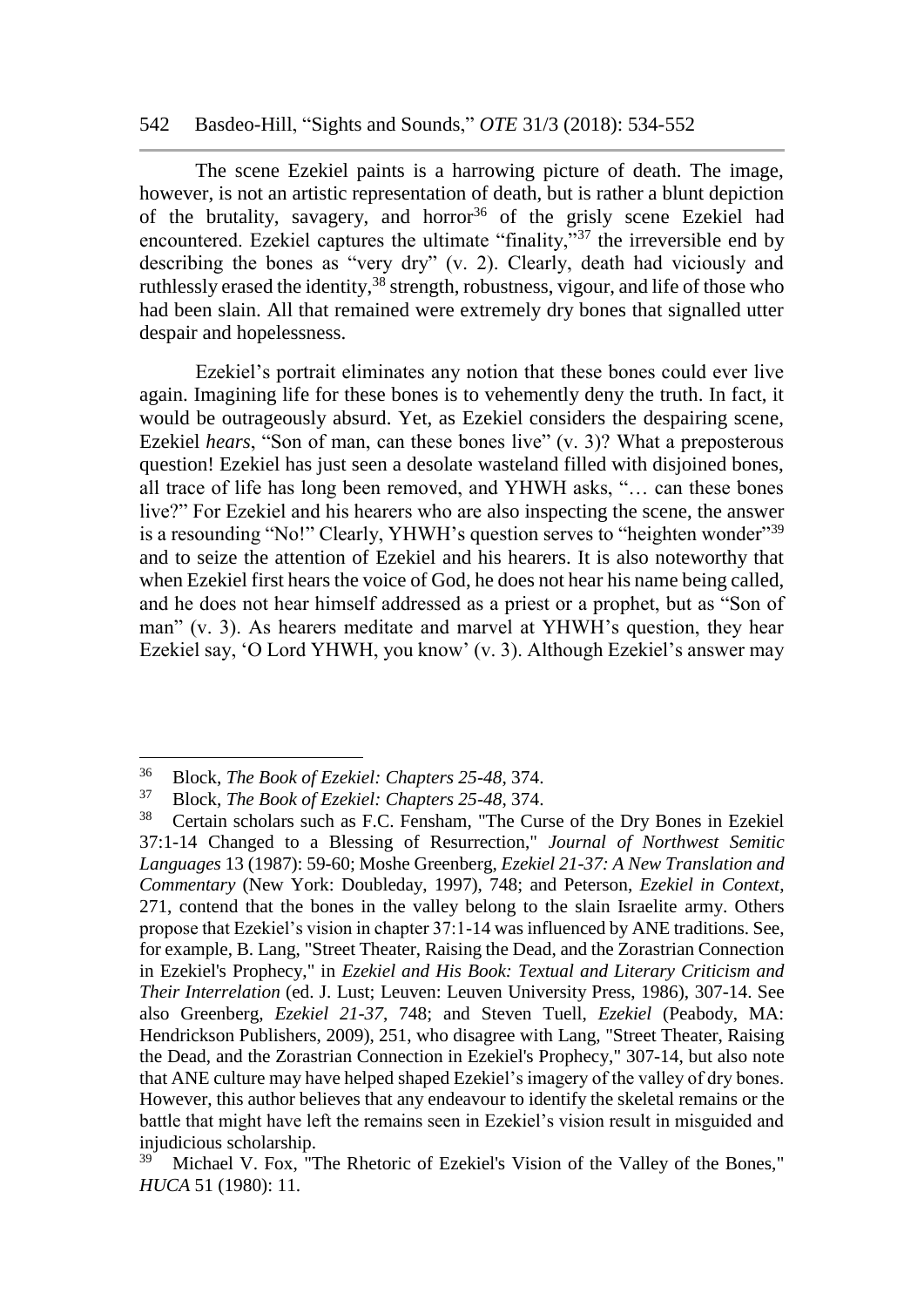The scene Ezekiel paints is a harrowing picture of death. The image, however, is not an artistic representation of death, but is rather a blunt depiction of the brutality, savagery, and horror[36] of the grisly scene Ezekiel had encountered. Ezekiel captures the ultimate "finality,"[37] the irreversible end by describing the bones as "very dry" (v. 2). Clearly, death had viciously and ruthlessly erased the identity,[38] strength, robustness, vigour, and life of those who had been slain. All that remained were extremely dry bones that signalled utter despair and hopelessness.

Ezekiel's portrait eliminates any notion that these bones could ever live again. Imagining life for these bones is to vehemently deny the truth. In fact, it would be outrageously absurd. Yet, as Ezekiel considers the despairing scene, Ezekiel *hears*, "Son of man, can these bones live" (v. 3)? What a preposterous question! Ezekiel has just seen a desolate wasteland filled with disjoined bones, all trace of life has long been removed, and YHWH asks, "… can these bones live?" For Ezekiel and his hearers who are also inspecting the scene, the answer is a resounding "No!" Clearly, YHWH's question serves to "heighten wonder"[39] and to seize the attention of Ezekiel and his hearers. It is also noteworthy that when Ezekiel first hears the voice of God, he does not hear his name being called, and he does not hear himself addressed as a priest or a prophet, but as "Son of man" (v. 3). As hearers meditate and marvel at YHWH's question, they hear Ezekiel say, 'O Lord YHWH, you know' (v. 3). Although Ezekiel's answer may

---

[36] Block, *The Book of Ezekiel: Chapters 25-48*, 374.

[37] Block, *The Book of Ezekiel: Chapters 25-48*, 374.

[38] Certain scholars such as F.C. Fensham, "The Curse of the Dry Bones in Ezekiel 37:1-14 Changed to a Blessing of Resurrection," *Journal of Northwest Semitic Languages* 13 (1987): 59-60; Moshe Greenberg, *Ezekiel 21-37: A New Translation and Commentary* (New York: Doubleday, 1997), 748; and Peterson, *Ezekiel in Context*, 271, contend that the bones in the valley belong to the slain Israelite army. Others propose that Ezekiel's vision in chapter 37:1-14 was influenced by ANE traditions. See, for example, B. Lang, "Street Theater, Raising the Dead, and the Zorastrian Connection in Ezekiel's Prophecy," in *Ezekiel and His Book: Textual and Literary Criticism and Their Interrelation* (ed. J. Lust; Leuven: Leuven University Press, 1986), 307-14. See also Greenberg, *Ezekiel 21-37*, 748; and Steven Tuell, *Ezekiel* (Peabody, MA: Hendrickson Publishers, 2009), 251, who disagree with Lang, "Street Theater, Raising the Dead, and the Zorastrian Connection in Ezekiel's Prophecy," 307-14, but also note that ANE culture may have helped shaped Ezekiel's imagery of the valley of dry bones. However, this author believes that any endeavour to identify the skeletal remains or the battle that might have left the remains seen in Ezekiel's vision result in misguided and injudicious scholarship.

[39] Michael V. Fox, "The Rhetoric of Ezekiel's Vision of the Valley of the Bones," *HUCA* 51 (1980): 11.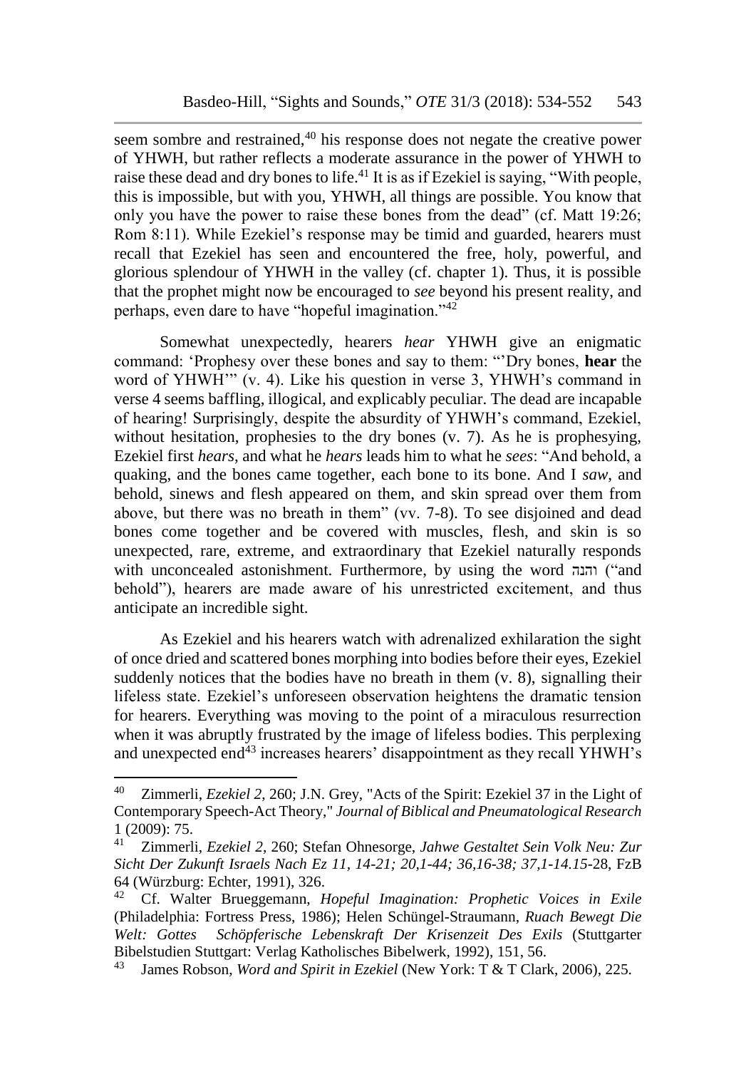seem sombre and restrained,[40] his response does not negate the creative power of YHWH, but rather reflects a moderate assurance in the power of YHWH to raise these dead and dry bones to life.[41] It is as if Ezekiel is saying, "With people, this is impossible, but with you, YHWH, all things are possible. You know that only you have the power to raise these bones from the dead" (cf. Matt 19:26; Rom 8:11). While Ezekiel's response may be timid and guarded, hearers must recall that Ezekiel has seen and encountered the free, holy, powerful, and glorious splendour of YHWH in the valley (cf. chapter 1). Thus, it is possible that the prophet might now be encouraged to *see* beyond his present reality, and perhaps, even dare to have "hopeful imagination."[42]

Somewhat unexpectedly, hearers *hear* YHWH give an enigmatic command: 'Prophesy over these bones and say to them: "'Dry bones, **hear** the word of YHWH'" (v. 4). Like his question in verse 3, YHWH's command in verse 4 seems baffling, illogical, and explicably peculiar. The dead are incapable of hearing! Surprisingly, despite the absurdity of YHWH's command, Ezekiel, without hesitation, prophesies to the dry bones (v. 7). As he is prophesying, Ezekiel first *hears*, and what he *hears* leads him to what he *sees*: "And behold, a quaking, and the bones came together, each bone to its bone. And I *saw*, and behold, sinews and flesh appeared on them, and skin spread over them from above, but there was no breath in them" (vv. 7-8). To see disjoined and dead bones come together and be covered with muscles, flesh, and skin is so unexpected, rare, extreme, and extraordinary that Ezekiel naturally responds with unconcealed astonishment. Furthermore, by using the word והנה ("and behold"), hearers are made aware of his unrestricted excitement, and thus anticipate an incredible sight.

As Ezekiel and his hearers watch with adrenalized exhilaration the sight of once dried and scattered bones morphing into bodies before their eyes, Ezekiel suddenly notices that the bodies have no breath in them (v. 8), signalling their lifeless state. Ezekiel's unforeseen observation heightens the dramatic tension for hearers. Everything was moving to the point of a miraculous resurrection when it was abruptly frustrated by the image of lifeless bodies. This perplexing and unexpected end[43] increases hearers' disappointment as they recall YHWH's

---

[40] Zimmerli, *Ezekiel 2*, 260; J.N. Grey, "Acts of the Spirit: Ezekiel 37 in the Light of Contemporary Speech-Act Theory," *Journal of Biblical and Pneumatological Research* 1 (2009): 75.

[41] Zimmerli, *Ezekiel 2*, 260; Stefan Ohnesorge, *Jahwe Gestaltet Sein Volk Neu: Zur Sicht Der Zukunft Israels Nach Ez 11, 14-21; 20,1-44; 36,16-38; 37,1-14.15-*28, FzB 64 (Würzburg: Echter, 1991), 326.

[42] Cf. Walter Brueggemann, *Hopeful Imagination: Prophetic Voices in Exile* (Philadelphia: Fortress Press, 1986); Helen Schüngel-Straumann, *Ruach Bewegt Die Welt: Gottes Schöpferische Lebenskraft Der Krisenzeit Des Exils* (Stuttgarter Bibelstudien Stuttgart: Verlag Katholisches Bibelwerk, 1992), 151, 56.

[43] James Robson, *Word and Spirit in Ezekiel* (New York: T & T Clark, 2006), 225.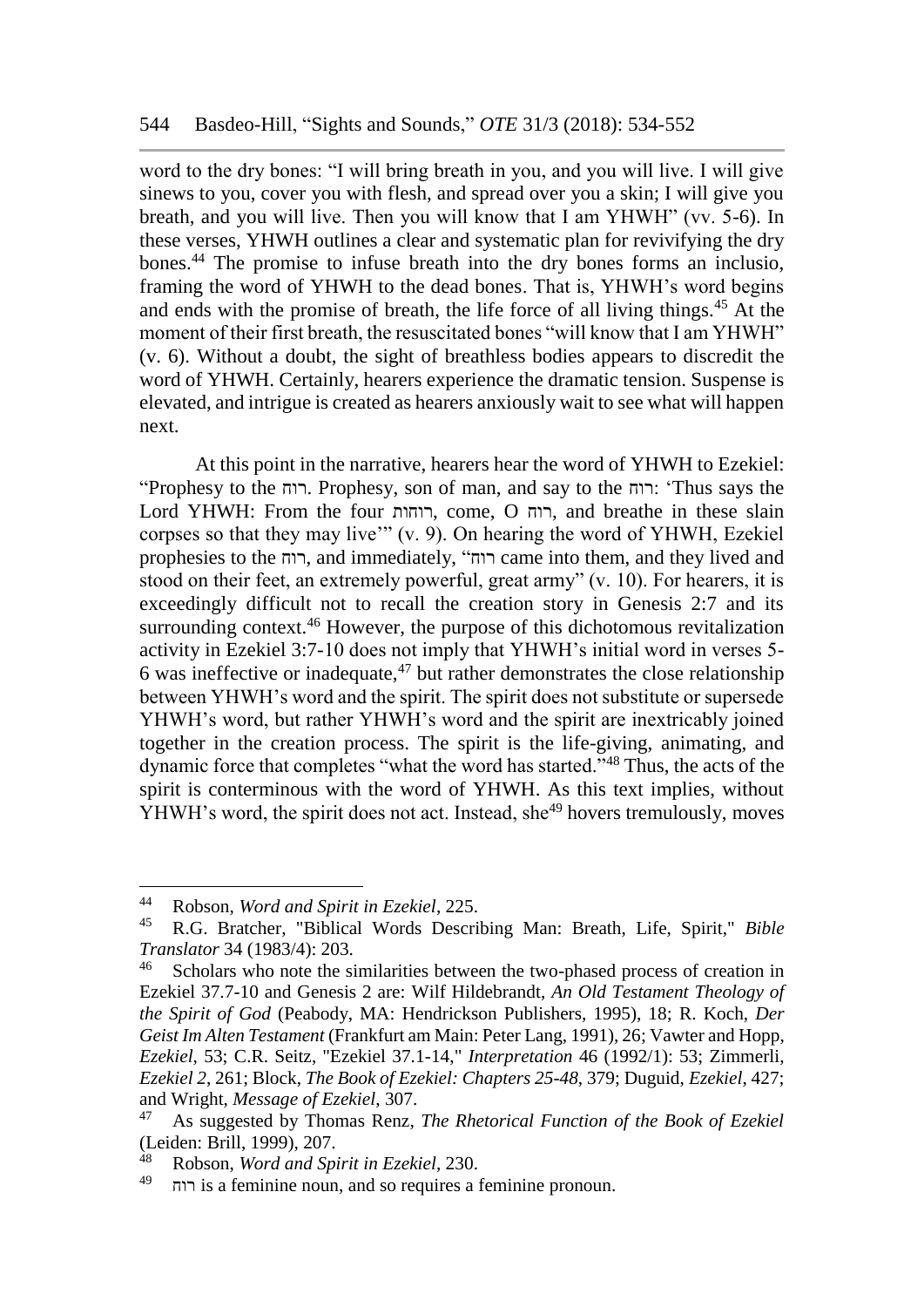word to the dry bones: "I will bring breath in you, and you will live. I will give sinews to you, cover you with flesh, and spread over you a skin; I will give you breath, and you will live. Then you will know that I am YHWH" (vv. 5-6). In these verses, YHWH outlines a clear and systematic plan for revivifying the dry bones.[44] The promise to infuse breath into the dry bones forms an inclusio, framing the word of YHWH to the dead bones. That is, YHWH's word begins and ends with the promise of breath, the life force of all living things.[45] At the moment of their first breath, the resuscitated bones "will know that I am YHWH" (v. 6). Without a doubt, the sight of breathless bodies appears to discredit the word of YHWH. Certainly, hearers experience the dramatic tension. Suspense is elevated, and intrigue is created as hearers anxiously wait to see what will happen next.

At this point in the narrative, hearers hear the word of YHWH to Ezekiel: "Prophesy to the רוח. Prophesy, son of man, and say to the רוח: 'Thus says the Lord YHWH: From the four רוחות, come, O רוח, and breathe in these slain corpses so that they may live'" (v. 9). On hearing the word of YHWH, Ezekiel prophesies to the רוח, and immediately, "רוח came into them, and they lived and stood on their feet, an extremely powerful, great army" (v. 10). For hearers, it is exceedingly difficult not to recall the creation story in Genesis 2:7 and its surrounding context.[46] However, the purpose of this dichotomous revitalization activity in Ezekiel 3:7-10 does not imply that YHWH's initial word in verses 5-6 was ineffective or inadequate,[47] but rather demonstrates the close relationship between YHWH's word and the spirit. The spirit does not substitute or supersede YHWH's word, but rather YHWH's word and the spirit are inextricably joined together in the creation process. The spirit is the life-giving, animating, and dynamic force that completes "what the word has started."[48] Thus, the acts of the spirit is conterminous with the word of YHWH. As this text implies, without YHWH's word, the spirit does not act. Instead, she[49] hovers tremulously, moves

---

[44] Robson, *Word and Spirit in Ezekiel*, 225.

[45] R.G. Bratcher, "Biblical Words Describing Man: Breath, Life, Spirit," *Bible Translator* 34 (1983/4): 203.

[46] Scholars who note the similarities between the two-phased process of creation in Ezekiel 37.7-10 and Genesis 2 are: Wilf Hildebrandt, *An Old Testament Theology of the Spirit of God* (Peabody, MA: Hendrickson Publishers, 1995), 18; R. Koch, *Der Geist Im Alten Testament* (Frankfurt am Main: Peter Lang, 1991), 26; Vawter and Hopp, *Ezekiel*, 53; C.R. Seitz, "Ezekiel 37.1-14," *Interpretation* 46 (1992/1): 53; Zimmerli, *Ezekiel 2*, 261; Block, *The Book of Ezekiel: Chapters 25-48*, 379; Duguid, *Ezekiel*, 427; and Wright, *Message of Ezekiel*, 307.

[47] As suggested by Thomas Renz, *The Rhetorical Function of the Book of Ezekiel* (Leiden: Brill, 1999), 207.

[48] Robson, *Word and Spirit in Ezekiel*, 230.

[49] רוח is a feminine noun, and so requires a feminine pronoun.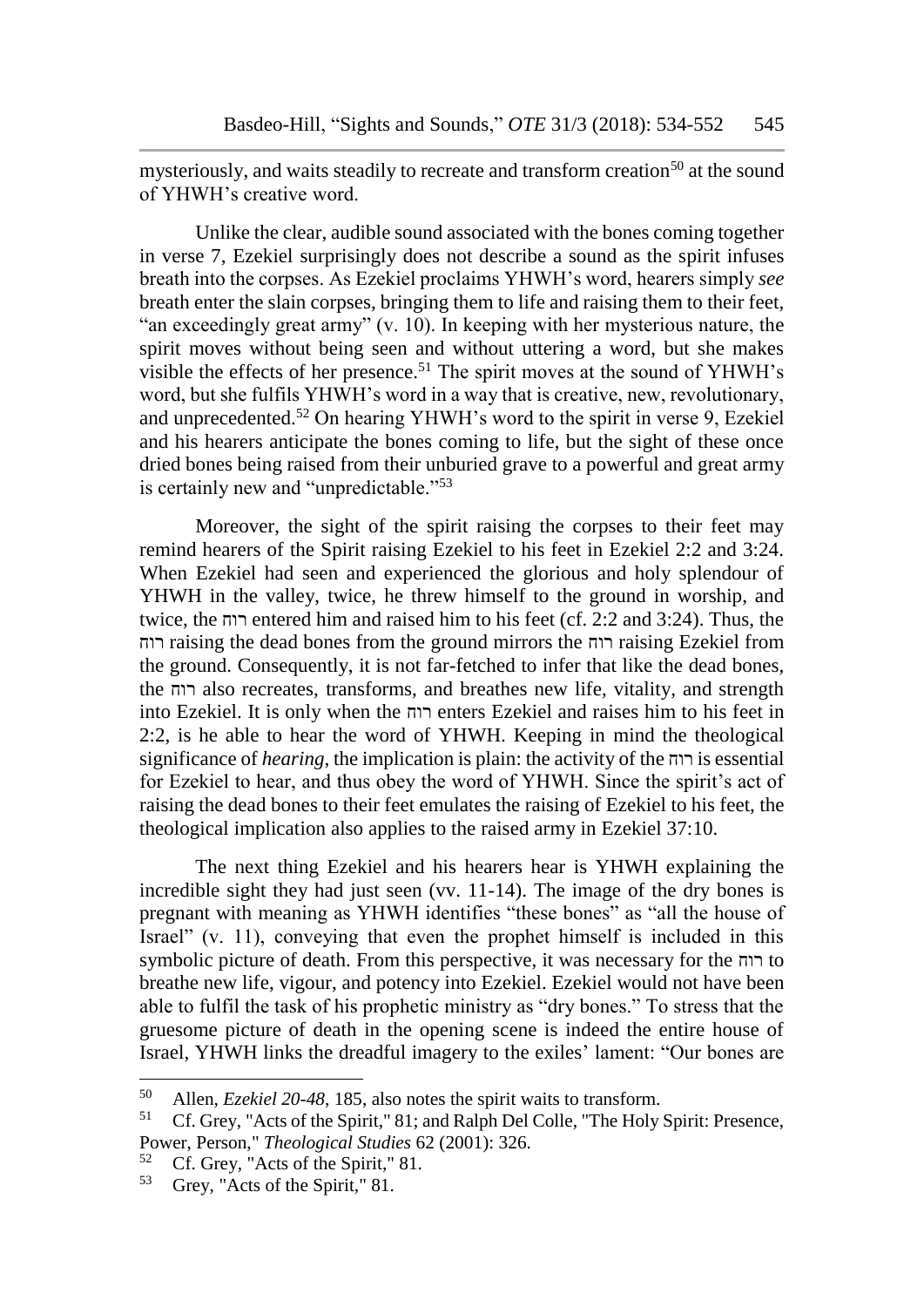mysteriously, and waits steadily to recreate and transform creation[50] at the sound of YHWH's creative word.

Unlike the clear, audible sound associated with the bones coming together in verse 7, Ezekiel surprisingly does not describe a sound as the spirit infuses breath into the corpses. As Ezekiel proclaims YHWH's word, hearers simply *see* breath enter the slain corpses, bringing them to life and raising them to their feet, "an exceedingly great army" (v. 10). In keeping with her mysterious nature, the spirit moves without being seen and without uttering a word, but she makes visible the effects of her presence.[51] The spirit moves at the sound of YHWH's word, but she fulfils YHWH's word in a way that is creative, new, revolutionary, and unprecedented.[52] On hearing YHWH's word to the spirit in verse 9, Ezekiel and his hearers anticipate the bones coming to life, but the sight of these once dried bones being raised from their unburied grave to a powerful and great army is certainly new and "unpredictable."[53]

Moreover, the sight of the spirit raising the corpses to their feet may remind hearers of the Spirit raising Ezekiel to his feet in Ezekiel 2:2 and 3:24. When Ezekiel had seen and experienced the glorious and holy splendour of YHWH in the valley, twice, he threw himself to the ground in worship, and twice, the רוח entered him and raised him to his feet (cf. 2:2 and 3:24). Thus, the רוח raising the dead bones from the ground mirrors the רוח raising Ezekiel from the ground. Consequently, it is not far-fetched to infer that like the dead bones, the רוח also recreates, transforms, and breathes new life, vitality, and strength into Ezekiel. It is only when the רוח enters Ezekiel and raises him to his feet in 2:2, is he able to hear the word of YHWH. Keeping in mind the theological significance of *hearing*, the implication is plain: the activity of the רוח is essential for Ezekiel to hear, and thus obey the word of YHWH. Since the spirit's act of raising the dead bones to their feet emulates the raising of Ezekiel to his feet, the theological implication also applies to the raised army in Ezekiel 37:10.

The next thing Ezekiel and his hearers hear is YHWH explaining the incredible sight they had just seen (vv. 11-14). The image of the dry bones is pregnant with meaning as YHWH identifies "these bones" as "all the house of Israel" (v. 11), conveying that even the prophet himself is included in this symbolic picture of death. From this perspective, it was necessary for the רוח to breathe new life, vigour, and potency into Ezekiel. Ezekiel would not have been able to fulfil the task of his prophetic ministry as "dry bones." To stress that the gruesome picture of death in the opening scene is indeed the entire house of Israel, YHWH links the dreadful imagery to the exiles' lament: "Our bones are

---

[50] Allen, *Ezekiel 20-48*, 185, also notes the spirit waits to transform.

[51] Cf. Grey, "Acts of the Spirit," 81; and Ralph Del Colle, "The Holy Spirit: Presence, Power, Person," *Theological Studies* 62 (2001): 326.

[52] Cf. Grey, "Acts of the Spirit," 81.

[53] Grey, "Acts of the Spirit," 81.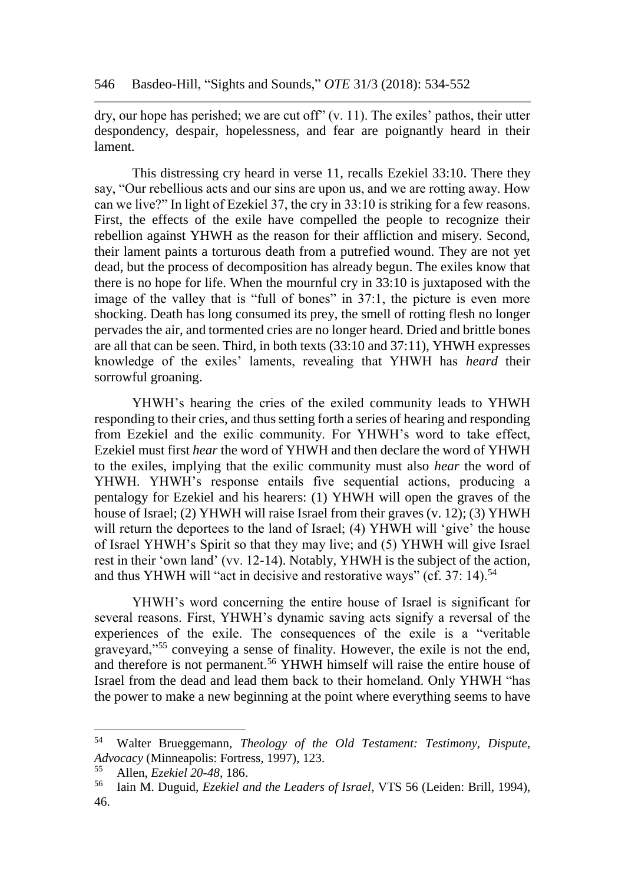dry, our hope has perished; we are cut off" (v. 11). The exiles' pathos, their utter despondency, despair, hopelessness, and fear are poignantly heard in their lament.

This distressing cry heard in verse 11, recalls Ezekiel 33:10. There they say, "Our rebellious acts and our sins are upon us, and we are rotting away. How can we live?" In light of Ezekiel 37, the cry in 33:10 is striking for a few reasons. First, the effects of the exile have compelled the people to recognize their rebellion against YHWH as the reason for their affliction and misery. Second, their lament paints a torturous death from a putrefied wound. They are not yet dead, but the process of decomposition has already begun. The exiles know that there is no hope for life. When the mournful cry in 33:10 is juxtaposed with the image of the valley that is "full of bones" in 37:1, the picture is even more shocking. Death has long consumed its prey, the smell of rotting flesh no longer pervades the air, and tormented cries are no longer heard. Dried and brittle bones are all that can be seen. Third, in both texts (33:10 and 37:11), YHWH expresses knowledge of the exiles' laments, revealing that YHWH has *heard* their sorrowful groaning.

YHWH's hearing the cries of the exiled community leads to YHWH responding to their cries, and thus setting forth a series of hearing and responding from Ezekiel and the exilic community. For YHWH's word to take effect, Ezekiel must first *hear* the word of YHWH and then declare the word of YHWH to the exiles, implying that the exilic community must also *hear* the word of YHWH. YHWH's response entails five sequential actions, producing a pentalogy for Ezekiel and his hearers: (1) YHWH will open the graves of the house of Israel; (2) YHWH will raise Israel from their graves (v. 12); (3) YHWH will return the deportees to the land of Israel; (4) YHWH will 'give' the house of Israel YHWH's Spirit so that they may live; and (5) YHWH will give Israel rest in their 'own land' (vv. 12-14). Notably, YHWH is the subject of the action, and thus YHWH will "act in decisive and restorative ways" (cf. 37: 14).[54]

YHWH's word concerning the entire house of Israel is significant for several reasons. First, YHWH's dynamic saving acts signify a reversal of the experiences of the exile. The consequences of the exile is a "veritable graveyard,"[55] conveying a sense of finality. However, the exile is not the end, and therefore is not permanent.[56] YHWH himself will raise the entire house of Israel from the dead and lead them back to their homeland. Only YHWH "has the power to make a new beginning at the point where everything seems to have

---

[54] Walter Brueggemann, *Theology of the Old Testament: Testimony, Dispute, Advocacy* (Minneapolis: Fortress, 1997), 123.

[55] Allen, *Ezekiel 20-48*, 186.

[56] Iain M. Duguid, *Ezekiel and the Leaders of Israel*, VTS 56 (Leiden: Brill, 1994), 46.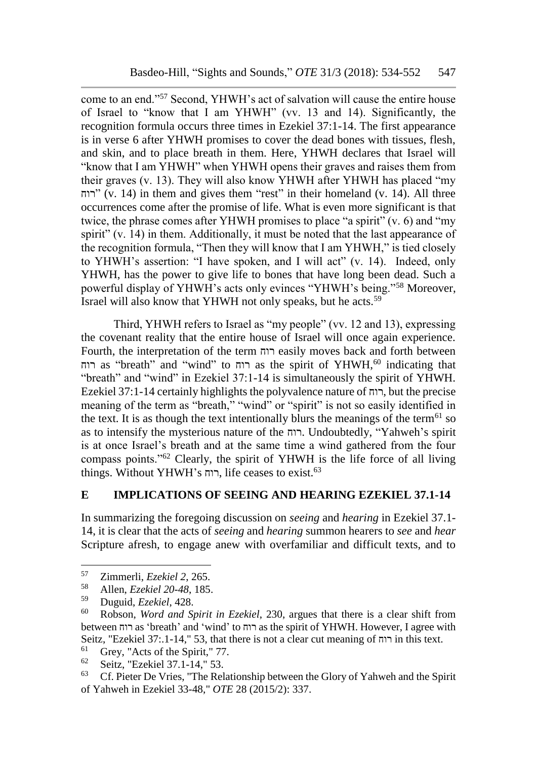come to an end."[57] Second, YHWH's act of salvation will cause the entire house of Israel to "know that I am YHWH" (vv. 13 and 14). Significantly, the recognition formula occurs three times in Ezekiel 37:1-14. The first appearance is in verse 6 after YHWH promises to cover the dead bones with tissues, flesh, and skin, and to place breath in them. Here, YHWH declares that Israel will "know that I am YHWH" when YHWH opens their graves and raises them from their graves (v. 13). They will also know YHWH after YHWH has placed "my רוח" (v. 14) in them and gives them "rest" in their homeland (v. 14). All three occurrences come after the promise of life. What is even more significant is that twice, the phrase comes after YHWH promises to place "a spirit" (v. 6) and "my spirit" (v. 14) in them. Additionally, it must be noted that the last appearance of the recognition formula, "Then they will know that I am YHWH," is tied closely to YHWH's assertion: "I have spoken, and I will act" (v. 14). Indeed, only YHWH, has the power to give life to bones that have long been dead. Such a powerful display of YHWH's acts only evinces "YHWH's being."[58] Moreover, Israel will also know that YHWH not only speaks, but he acts.[59]

Third, YHWH refers to Israel as "my people" (vv. 12 and 13), expressing the covenant reality that the entire house of Israel will once again experience. Fourth, the interpretation of the term רוח easily moves back and forth between רוח as "breath" and "wind" to רוח as the spirit of YHWH,[60] indicating that "breath" and "wind" in Ezekiel 37:1-14 is simultaneously the spirit of YHWH. Ezekiel 37:1-14 certainly highlights the polyvalence nature of רוח, but the precise meaning of the term as "breath," "wind" or "spirit" is not so easily identified in the text. It is as though the text intentionally blurs the meanings of the term[61] so as to intensify the mysterious nature of the רוח. Undoubtedly, "Yahweh's spirit is at once Israel's breath and at the same time a wind gathered from the four compass points."[62] Clearly, the spirit of YHWH is the life force of all living things. Without YHWH's רוח, life ceases to exist.[63]

## E IMPLICATIONS OF SEEING AND HEARING EZEKIEL 37.1-14

In summarizing the foregoing discussion on *seeing* and *hearing* in Ezekiel 37.1-14, it is clear that the acts of *seeing* and *hearing* summon hearers to *see* and *hear* Scripture afresh, to engage anew with overfamiliar and difficult texts, and to

---

57 Zimmerli, *Ezekiel 2*, 265.

58 Allen, *Ezekiel 20-48*, 185.

59 Duguid, *Ezekiel*, 428.

60 Robson, *Word and Spirit in Ezekiel*, 230, argues that there is a clear shift from between רוח as 'breath' and 'wind' to רוח as the spirit of YHWH. However, I agree with Seitz, "Ezekiel 37:.1-14," 53, that there is not a clear cut meaning of רוח in this text.

61 Grey, "Acts of the Spirit," 77.

62 Seitz, "Ezekiel 37.1-14," 53.

63 Cf. Pieter De Vries, "The Relationship between the Glory of Yahweh and the Spirit of Yahweh in Ezekiel 33-48," *OTE* 28 (2015/2): 337.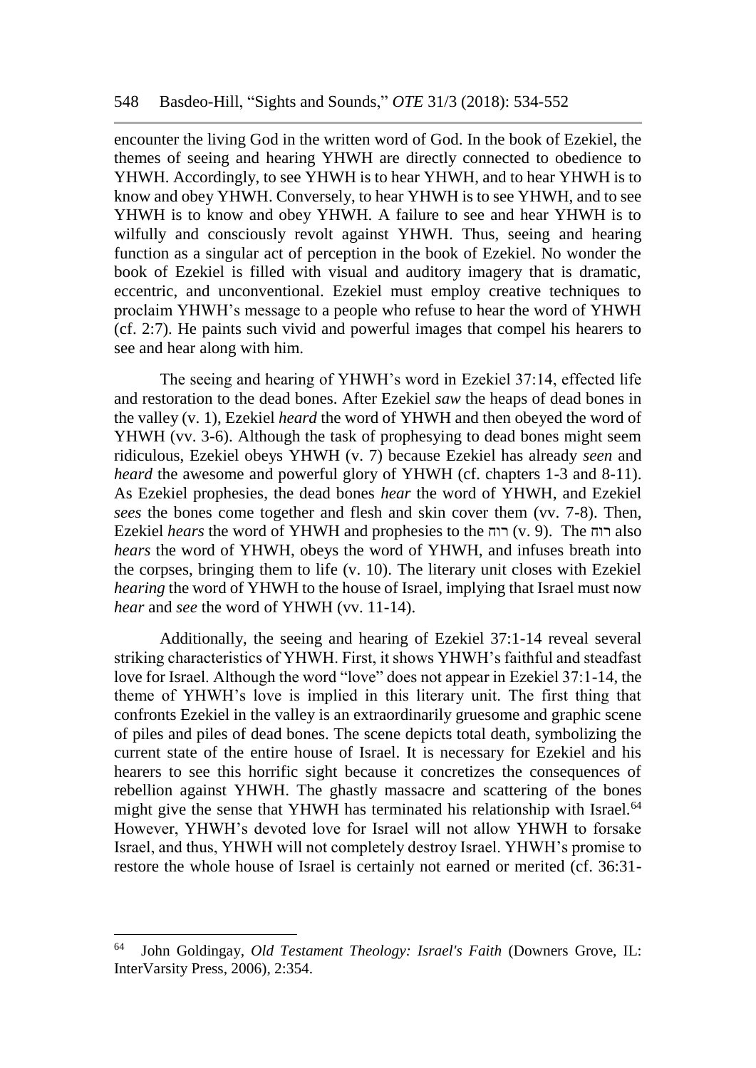encounter the living God in the written word of God. In the book of Ezekiel, the themes of seeing and hearing YHWH are directly connected to obedience to YHWH. Accordingly, to see YHWH is to hear YHWH, and to hear YHWH is to know and obey YHWH. Conversely, to hear YHWH is to see YHWH, and to see YHWH is to know and obey YHWH. A failure to see and hear YHWH is to wilfully and consciously revolt against YHWH. Thus, seeing and hearing function as a singular act of perception in the book of Ezekiel. No wonder the book of Ezekiel is filled with visual and auditory imagery that is dramatic, eccentric, and unconventional. Ezekiel must employ creative techniques to proclaim YHWH's message to a people who refuse to hear the word of YHWH (cf. 2:7). He paints such vivid and powerful images that compel his hearers to see and hear along with him.

The seeing and hearing of YHWH's word in Ezekiel 37:14, effected life and restoration to the dead bones. After Ezekiel *saw* the heaps of dead bones in the valley (v. 1), Ezekiel *heard* the word of YHWH and then obeyed the word of YHWH (vv. 3-6). Although the task of prophesying to dead bones might seem ridiculous, Ezekiel obeys YHWH (v. 7) because Ezekiel has already *seen* and *heard* the awesome and powerful glory of YHWH (cf. chapters 1-3 and 8-11). As Ezekiel prophesies, the dead bones *hear* the word of YHWH, and Ezekiel *sees* the bones come together and flesh and skin cover them (vv. 7-8). Then, Ezekiel *hears* the word of YHWH and prophesies to the רוח (v. 9). The רוח also *hears* the word of YHWH, obeys the word of YHWH, and infuses breath into the corpses, bringing them to life (v. 10). The literary unit closes with Ezekiel *hearing* the word of YHWH to the house of Israel, implying that Israel must now *hear* and *see* the word of YHWH (vv. 11-14).

Additionally, the seeing and hearing of Ezekiel 37:1-14 reveal several striking characteristics of YHWH. First, it shows YHWH's faithful and steadfast love for Israel. Although the word "love" does not appear in Ezekiel 37:1-14, the theme of YHWH's love is implied in this literary unit. The first thing that confronts Ezekiel in the valley is an extraordinarily gruesome and graphic scene of piles and piles of dead bones. The scene depicts total death, symbolizing the current state of the entire house of Israel. It is necessary for Ezekiel and his hearers to see this horrific sight because it concretizes the consequences of rebellion against YHWH. The ghastly massacre and scattering of the bones might give the sense that YHWH has terminated his relationship with Israel.[64] However, YHWH's devoted love for Israel will not allow YHWH to forsake Israel, and thus, YHWH will not completely destroy Israel. YHWH's promise to restore the whole house of Israel is certainly not earned or merited (cf. 36:31-

---

[64] John Goldingay, *Old Testament Theology: Israel's Faith* (Downers Grove, IL: InterVarsity Press, 2006), 2:354.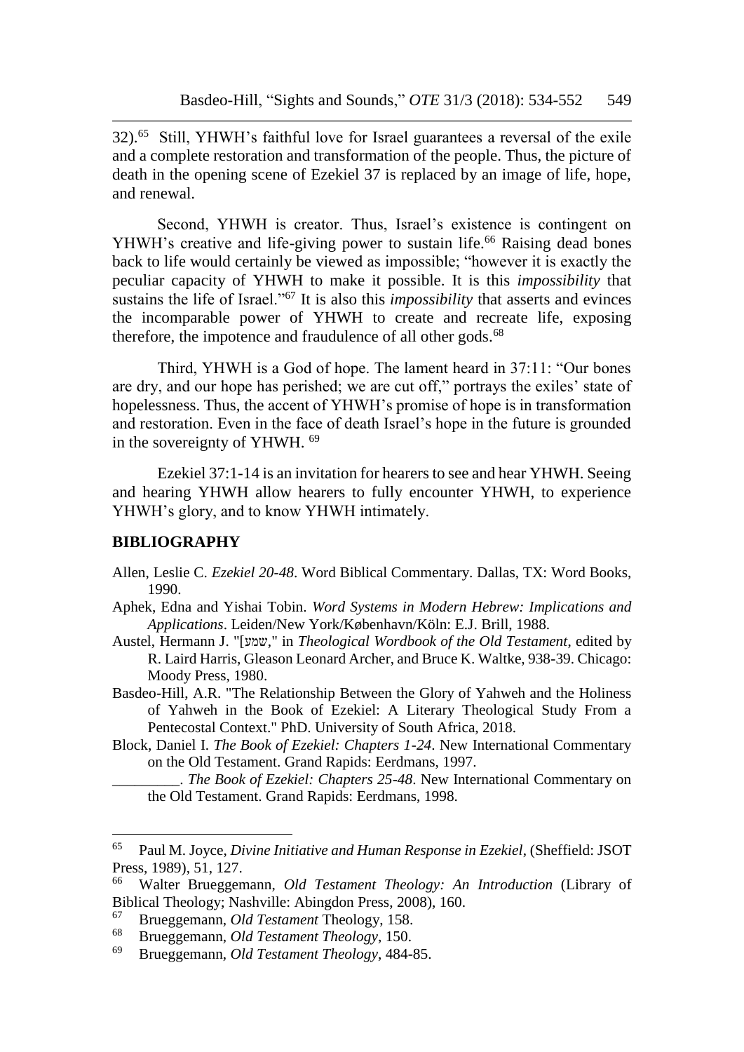32).[65] Still, YHWH's faithful love for Israel guarantees a reversal of the exile and a complete restoration and transformation of the people. Thus, the picture of death in the opening scene of Ezekiel 37 is replaced by an image of life, hope, and renewal.

Second, YHWH is creator. Thus, Israel's existence is contingent on YHWH's creative and life-giving power to sustain life.[66] Raising dead bones back to life would certainly be viewed as impossible; "however it is exactly the peculiar capacity of YHWH to make it possible. It is this *impossibility* that sustains the life of Israel."[67] It is also this *impossibility* that asserts and evinces the incomparable power of YHWH to create and recreate life, exposing therefore, the impotence and fraudulence of all other gods.[68]

Third, YHWH is a God of hope. The lament heard in 37:11: "Our bones are dry, and our hope has perished; we are cut off," portrays the exiles' state of hopelessness. Thus, the accent of YHWH's promise of hope is in transformation and restoration. Even in the face of death Israel's hope in the future is grounded in the sovereignty of YHWH. [69]

Ezekiel 37:1-14 is an invitation for hearers to see and hear YHWH. Seeing and hearing YHWH allow hearers to fully encounter YHWH, to experience YHWH's glory, and to know YHWH intimately.

## BIBLIOGRAPHY

Allen, Leslie C. *Ezekiel 20-48*. Word Biblical Commentary. Dallas, TX: Word Books, 1990.

Aphek, Edna and Yishai Tobin. *Word Systems in Modern Hebrew: Implications and Applications*. Leiden/New York/København/Köln: E.J. Brill, 1988.

Austel, Hermann J. "[שמע]," in *Theological Wordbook of the Old Testament*, edited by R. Laird Harris, Gleason Leonard Archer, and Bruce K. Waltke, 938-39. Chicago: Moody Press, 1980.

Basdeo-Hill, A.R. "The Relationship Between the Glory of Yahweh and the Holiness of Yahweh in the Book of Ezekiel: A Literary Theological Study From a Pentecostal Context." PhD. University of South Africa, 2018.

Block, Daniel I. *The Book of Ezekiel: Chapters 1-24*. New International Commentary on the Old Testament. Grand Rapids: Eerdmans, 1997.

_________. *The Book of Ezekiel: Chapters 25-48*. New International Commentary on the Old Testament. Grand Rapids: Eerdmans, 1998.

---

[65] Paul M. Joyce, *Divine Initiative and Human Response in Ezekiel*, (Sheffield: JSOT Press, 1989), 51, 127.

[66] Walter Brueggemann, *Old Testament Theology: An Introduction* (Library of Biblical Theology; Nashville: Abingdon Press, 2008), 160.

[67] Brueggemann, *Old Testament* Theology, 158.

[68] Brueggemann, *Old Testament Theology*, 150.

[69] Brueggemann, *Old Testament Theology*, 484-85.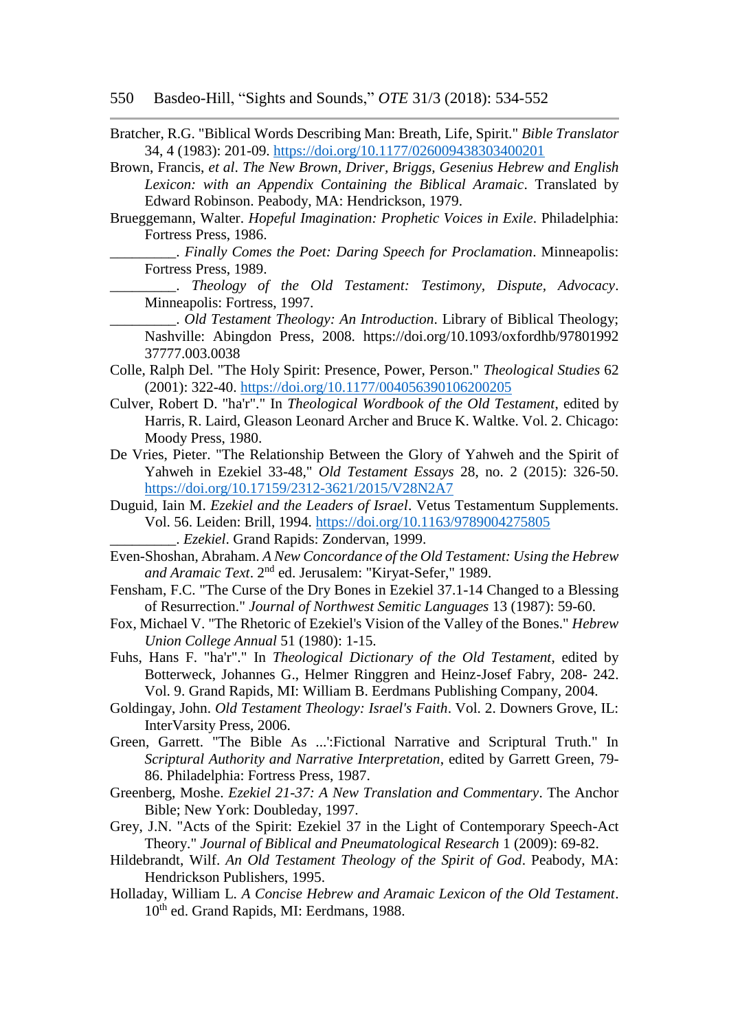Bratcher, R.G. "Biblical Words Describing Man: Breath, Life, Spirit." *Bible Translator* 34, 4 (1983): 201-09. https://doi.org/10.1177/026009438303400201

Brown, Francis, *et al*. *The New Brown, Driver, Briggs, Gesenius Hebrew and English Lexicon: with an Appendix Containing the Biblical Aramaic*. Translated by Edward Robinson. Peabody, MA: Hendrickson, 1979.

Brueggemann, Walter. *Hopeful Imagination: Prophetic Voices in Exile*. Philadelphia: Fortress Press, 1986.

_________. *Finally Comes the Poet: Daring Speech for Proclamation*. Minneapolis: Fortress Press, 1989.

_________. *Theology of the Old Testament: Testimony, Dispute, Advocacy*. Minneapolis: Fortress, 1997.

_________. *Old Testament Theology: An Introduction*. Library of Biblical Theology; Nashville: Abingdon Press, 2008. https://doi.org/10.1093/oxfordhb/9780199237777.003.0038

Colle, Ralph Del. "The Holy Spirit: Presence, Power, Person." *Theological Studies* 62 (2001): 322-40. https://doi.org/10.1177/004056390106200205

Culver, Robert D. "ha'r"." In *Theological Wordbook of the Old Testament*, edited by Harris, R. Laird, Gleason Leonard Archer and Bruce K. Waltke. Vol. 2. Chicago: Moody Press, 1980.

De Vries, Pieter. "The Relationship Between the Glory of Yahweh and the Spirit of Yahweh in Ezekiel 33-48," *Old Testament Essays* 28, no. 2 (2015): 326-50. https://doi.org/10.17159/2312-3621/2015/V28N2A7

Duguid, Iain M. *Ezekiel and the Leaders of Israel*. Vetus Testamentum Supplements. Vol. 56. Leiden: Brill, 1994. https://doi.org/10.1163/9789004275805

_________. *Ezekiel*. Grand Rapids: Zondervan, 1999.

Even-Shoshan, Abraham. *A New Concordance of the Old Testament: Using the Hebrew and Aramaic Text*. 2nd ed. Jerusalem: "Kiryat-Sefer," 1989.

Fensham, F.C. "The Curse of the Dry Bones in Ezekiel 37.1-14 Changed to a Blessing of Resurrection." *Journal of Northwest Semitic Languages* 13 (1987): 59-60.

Fox, Michael V. "The Rhetoric of Ezekiel's Vision of the Valley of the Bones." *Hebrew Union College Annual* 51 (1980): 1-15.

Fuhs, Hans F. "ha'r"." In *Theological Dictionary of the Old Testament*, edited by Botterweck, Johannes G., Helmer Ringgren and Heinz-Josef Fabry, 208- 242. Vol. 9. Grand Rapids, MI: William B. Eerdmans Publishing Company, 2004.

Goldingay, John. *Old Testament Theology: Israel's Faith*. Vol. 2. Downers Grove, IL: InterVarsity Press, 2006.

Green, Garrett. "The Bible As ...':Fictional Narrative and Scriptural Truth." In *Scriptural Authority and Narrative Interpretation*, edited by Garrett Green, 79-86. Philadelphia: Fortress Press, 1987.

Greenberg, Moshe. *Ezekiel 21-37: A New Translation and Commentary*. The Anchor Bible; New York: Doubleday, 1997.

Grey, J.N. "Acts of the Spirit: Ezekiel 37 in the Light of Contemporary Speech-Act Theory." *Journal of Biblical and Pneumatological Research* 1 (2009): 69-82.

Hildebrandt, Wilf. *An Old Testament Theology of the Spirit of God*. Peabody, MA: Hendrickson Publishers, 1995.

Holladay, William L. *A Concise Hebrew and Aramaic Lexicon of the Old Testament*. 10th ed. Grand Rapids, MI: Eerdmans, 1988.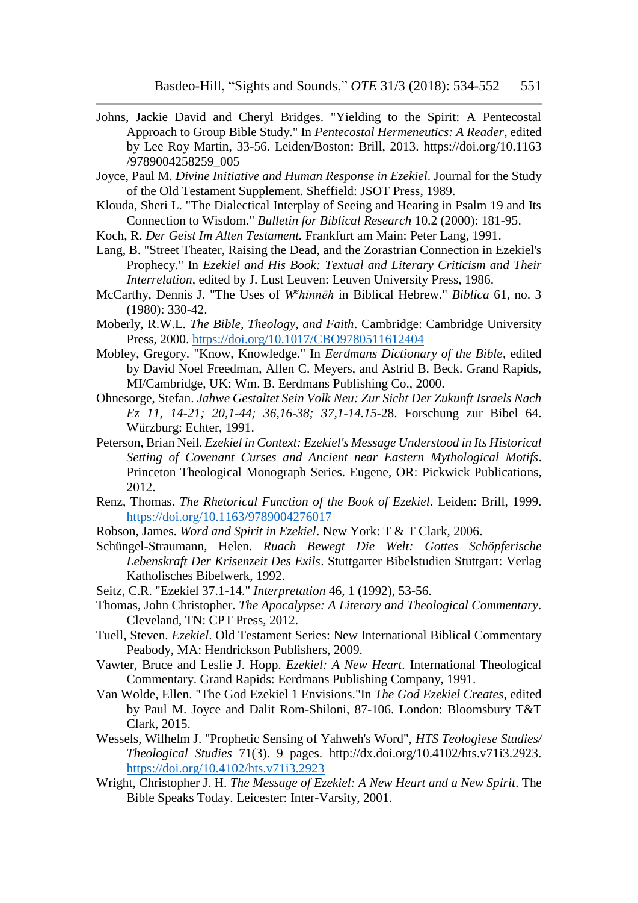Johns, Jackie David and Cheryl Bridges. "Yielding to the Spirit: A Pentecostal Approach to Group Bible Study." In *Pentecostal Hermeneutics: A Reader*, edited by Lee Roy Martin, 33-56. Leiden/Boston: Brill, 2013. https://doi.org/10.1163/9789004258259_005

Joyce, Paul M. *Divine Initiative and Human Response in Ezekiel*. Journal for the Study of the Old Testament Supplement. Sheffield: JSOT Press, 1989.

Klouda, Sheri L. "The Dialectical Interplay of Seeing and Hearing in Psalm 19 and Its Connection to Wisdom." *Bulletin for Biblical Research* 10.2 (2000): 181-95.

Koch, R. *Der Geist Im Alten Testament.* Frankfurt am Main: Peter Lang, 1991.

Lang, B. "Street Theater, Raising the Dead, and the Zorastrian Connection in Ezekiel's Prophecy." In *Ezekiel and His Book: Textual and Literary Criticism and Their Interrelation*, edited by J. Lust Leuven: Leuven University Press, 1986.

McCarthy, Dennis J. "The Uses of *Wᵉhinnēh* in Biblical Hebrew." *Biblica* 61, no. 3 (1980): 330-42.

Moberly, R.W.L. *The Bible, Theology, and Faith*. Cambridge: Cambridge University Press, 2000. https://doi.org/10.1017/CBO9780511612404

Mobley, Gregory. "Know, Knowledge." In *Eerdmans Dictionary of the Bible*, edited by David Noel Freedman, Allen C. Meyers, and Astrid B. Beck. Grand Rapids, MI/Cambridge, UK: Wm. B. Eerdmans Publishing Co., 2000.

Ohnesorge, Stefan. *Jahwe Gestaltet Sein Volk Neu: Zur Sicht Der Zukunft Israels Nach Ez 11, 14-21; 20,1-44; 36,16-38; 37,1-14.15*-28. Forschung zur Bibel 64. Würzburg: Echter, 1991.

Peterson, Brian Neil. *Ezekiel in Context: Ezekiel's Message Understood in Its Historical Setting of Covenant Curses and Ancient near Eastern Mythological Motifs*. Princeton Theological Monograph Series. Eugene, OR: Pickwick Publications, 2012.

Renz, Thomas. *The Rhetorical Function of the Book of Ezekiel*. Leiden: Brill, 1999. https://doi.org/10.1163/9789004276017

Robson, James. *Word and Spirit in Ezekiel*. New York: T & T Clark, 2006.

Schüngel-Straumann, Helen. *Ruach Bewegt Die Welt: Gottes Schöpferische Lebenskraft Der Krisenzeit Des Exils*. Stuttgarter Bibelstudien Stuttgart: Verlag Katholisches Bibelwerk, 1992.

Seitz, C.R. "Ezekiel 37.1-14." *Interpretation* 46, 1 (1992), 53-56.

Thomas, John Christopher. *The Apocalypse: A Literary and Theological Commentary*. Cleveland, TN: CPT Press, 2012.

Tuell, Steven. *Ezekiel*. Old Testament Series: New International Biblical Commentary Peabody, MA: Hendrickson Publishers, 2009.

Vawter, Bruce and Leslie J. Hopp. *Ezekiel: A New Heart*. International Theological Commentary. Grand Rapids: Eerdmans Publishing Company, 1991.

Van Wolde, Ellen. "The God Ezekiel 1 Envisions."In *The God Ezekiel Creates*, edited by Paul M. Joyce and Dalit Rom-Shiloni, 87-106. London: Bloomsbury T&T Clark, 2015.

Wessels, Wilhelm J. "Prophetic Sensing of Yahweh's Word", *HTS Teologiese Studies/ Theological Studies* 71(3). 9 pages. http://dx.doi.org/10.4102/hts.v71i3.2923. https://doi.org/10.4102/hts.v71i3.2923

Wright, Christopher J. H. *The Message of Ezekiel: A New Heart and a New Spirit*. The Bible Speaks Today. Leicester: Inter-Varsity, 2001.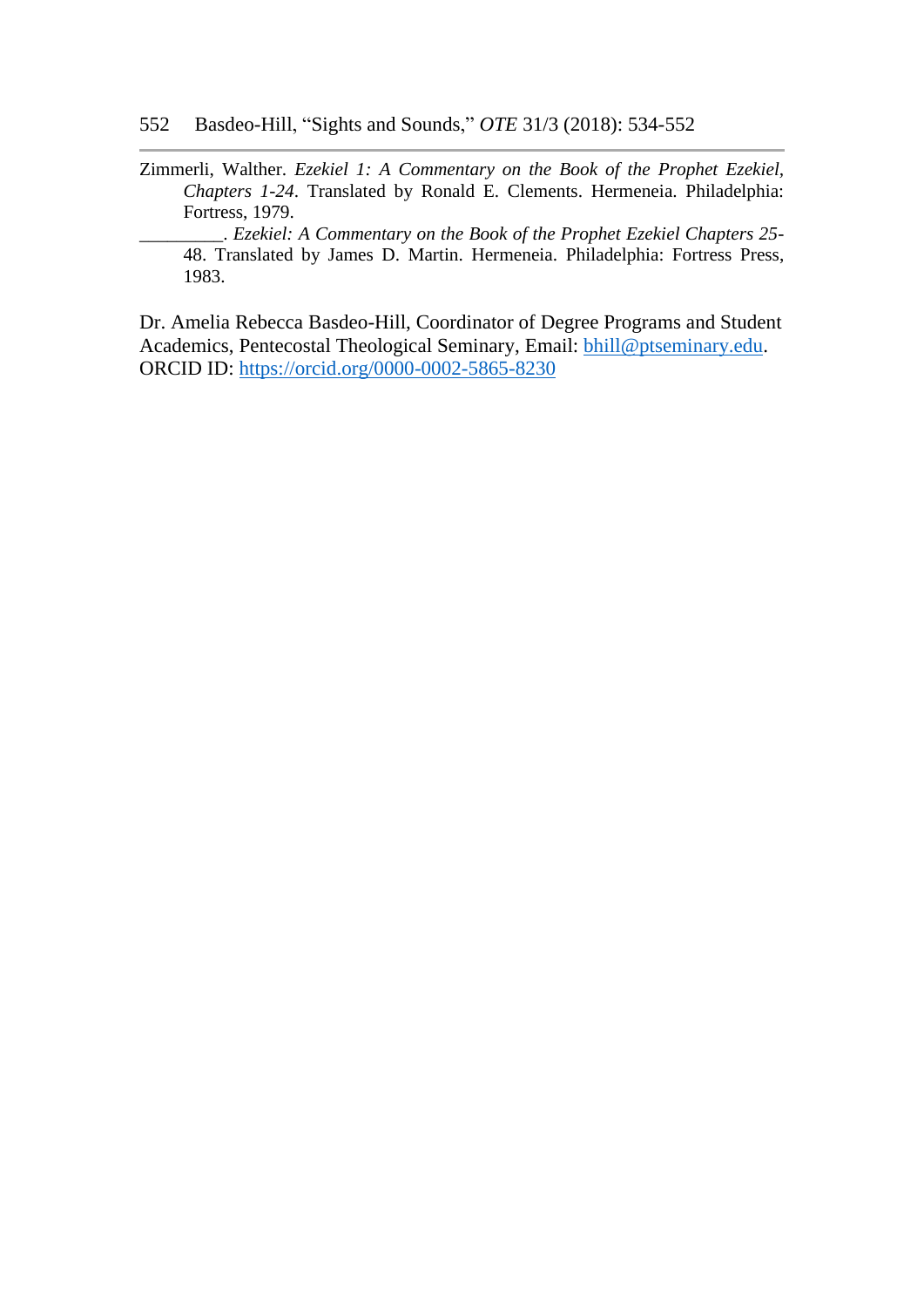Zimmerli, Walther. *Ezekiel 1: A Commentary on the Book of the Prophet Ezekiel, Chapters 1-24*. Translated by Ronald E. Clements. Hermeneia. Philadelphia: Fortress, 1979.

_________. *Ezekiel: A Commentary on the Book of the Prophet Ezekiel Chapters 25-48*. Translated by James D. Martin. Hermeneia. Philadelphia: Fortress Press, 1983.

Dr. Amelia Rebecca Basdeo-Hill, Coordinator of Degree Programs and Student Academics, Pentecostal Theological Seminary, Email: bhill@ptseminary.edu. ORCID ID: https://orcid.org/0000-0002-5865-8230